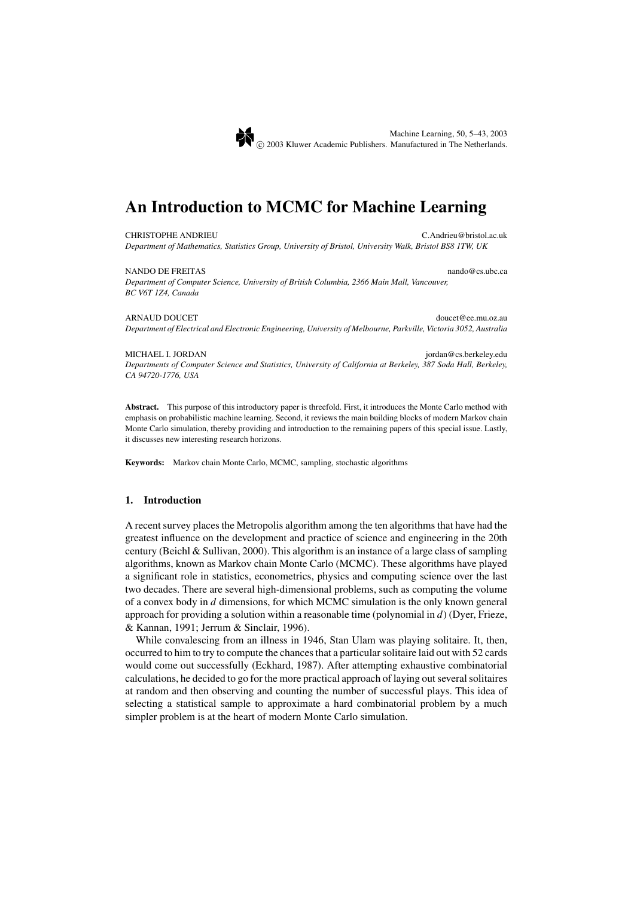# An Introduction to MCMC for Machine Learning

CHRISTOPHE ANDRIEU C.Andrieu@bristol.ac.uk
*Department of Mathematics, Statistics Group, University of Bristol, University Walk, Bristol BS8 1TW, UK*

NANDO DE FREITAS nando@cs.ubc.ca
*Department of Computer Science, University of British Columbia, 2366 Main Mall, Vancouver, BC V6T 1Z4, Canada*

ARNAUD DOUCET doucet@ee.mu.oz.au
*Department of Electrical and Electronic Engineering, University of Melbourne, Parkville, Victoria 3052, Australia*

MICHAEL I. JORDAN jordan@cs.berkeley.edu
*Departments of Computer Science and Statistics, University of California at Berkeley, 387 Soda Hall, Berkeley, CA 94720-1776, USA*

**Abstract.** This purpose of this introductory paper is threefold. First, it introduces the Monte Carlo method with emphasis on probabilistic machine learning. Second, it reviews the main building blocks of modern Markov chain Monte Carlo simulation, thereby providing and introduction to the remaining papers of this special issue. Lastly, it discusses new interesting research horizons.

**Keywords:** Markov chain Monte Carlo, MCMC, sampling, stochastic algorithms

## 1. Introduction

A recent survey places the Metropolis algorithm among the ten algorithms that have had the greatest influence on the development and practice of science and engineering in the 20th century (Beichl & Sullivan, 2000). This algorithm is an instance of a large class of sampling algorithms, known as Markov chain Monte Carlo (MCMC). These algorithms have played a significant role in statistics, econometrics, physics and computing science over the last two decades. There are several high-dimensional problems, such as computing the volume of a convex body in $d$ dimensions, for which MCMC simulation is the only known general approach for providing a solution within a reasonable time (polynomial in $d$) (Dyer, Frieze, & Kannan, 1991; Jerrum & Sinclair, 1996).

While convalescing from an illness in 1946, Stan Ulam was playing solitaire. It, then, occurred to him to try to compute the chances that a particular solitaire laid out with 52 cards would come out successfully (Eckhard, 1987). After attempting exhaustive combinatorial calculations, he decided to go for the more practical approach of laying out several solitaires at random and then observing and counting the number of successful plays. This idea of selecting a statistical sample to approximate a hard combinatorial problem by a much simpler problem is at the heart of modern Monte Carlo simulation.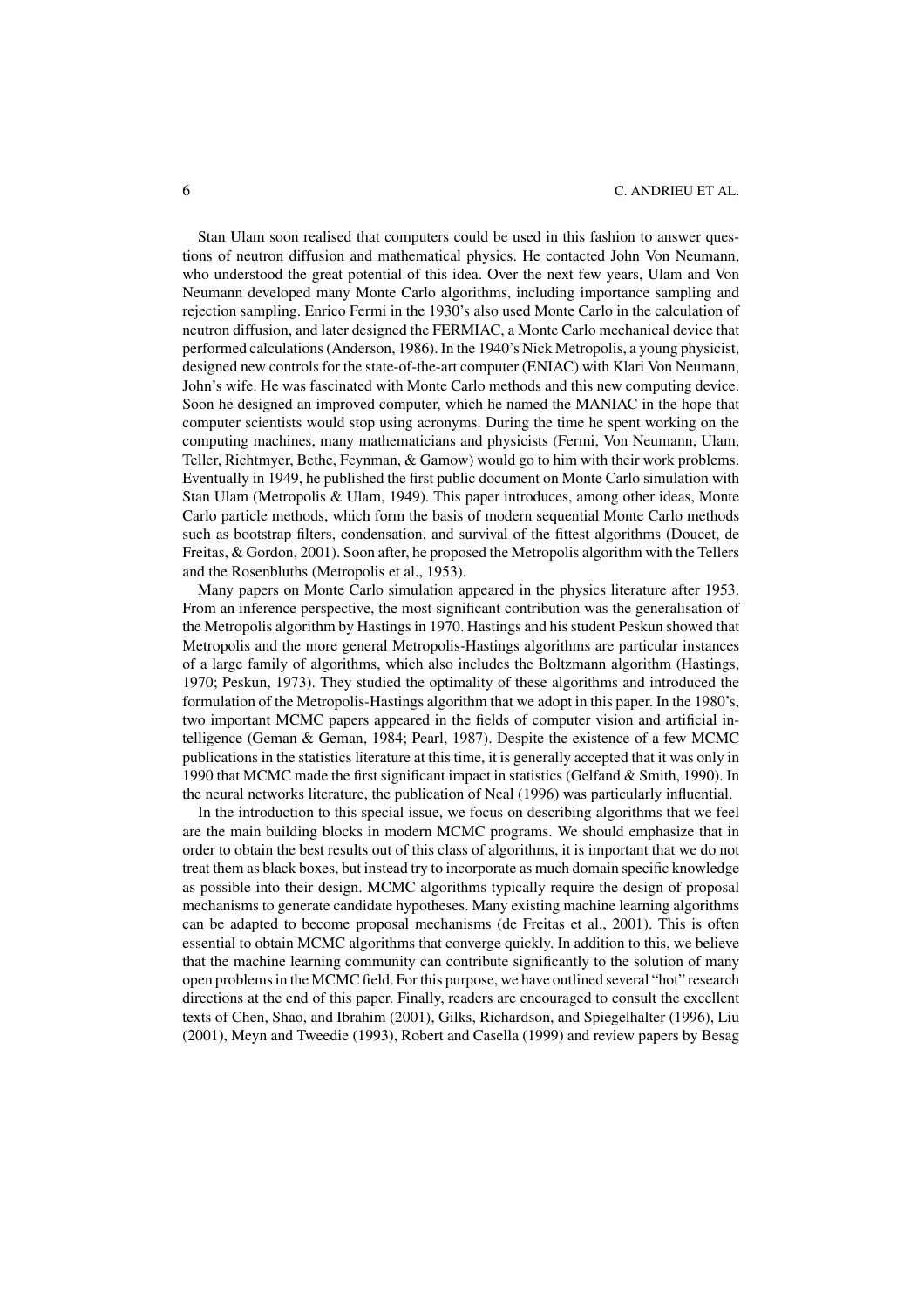Stan Ulam soon realised that computers could be used in this fashion to answer questions of neutron diffusion and mathematical physics. He contacted John Von Neumann, who understood the great potential of this idea. Over the next few years, Ulam and Von Neumann developed many Monte Carlo algorithms, including importance sampling and rejection sampling. Enrico Fermi in the 1930's also used Monte Carlo in the calculation of neutron diffusion, and later designed the FERMIAC, a Monte Carlo mechanical device that performed calculations (Anderson, 1986). In the 1940's Nick Metropolis, a young physicist, designed new controls for the state-of-the-art computer (ENIAC) with Klari Von Neumann, John's wife. He was fascinated with Monte Carlo methods and this new computing device. Soon he designed an improved computer, which he named the MANIAC in the hope that computer scientists would stop using acronyms. During the time he spent working on the computing machines, many mathematicians and physicists (Fermi, Von Neumann, Ulam, Teller, Richtmyer, Bethe, Feynman, & Gamow) would go to him with their work problems. Eventually in 1949, he published the first public document on Monte Carlo simulation with Stan Ulam (Metropolis & Ulam, 1949). This paper introduces, among other ideas, Monte Carlo particle methods, which form the basis of modern sequential Monte Carlo methods such as bootstrap filters, condensation, and survival of the fittest algorithms (Doucet, de Freitas, & Gordon, 2001). Soon after, he proposed the Metropolis algorithm with the Tellers and the Rosenbluths (Metropolis et al., 1953).

Many papers on Monte Carlo simulation appeared in the physics literature after 1953. From an inference perspective, the most significant contribution was the generalisation of the Metropolis algorithm by Hastings in 1970. Hastings and his student Peskun showed that Metropolis and the more general Metropolis-Hastings algorithms are particular instances of a large family of algorithms, which also includes the Boltzmann algorithm (Hastings, 1970; Peskun, 1973). They studied the optimality of these algorithms and introduced the formulation of the Metropolis-Hastings algorithm that we adopt in this paper. In the 1980's, two important MCMC papers appeared in the fields of computer vision and artificial intelligence (Geman & Geman, 1984; Pearl, 1987). Despite the existence of a few MCMC publications in the statistics literature at this time, it is generally accepted that it was only in 1990 that MCMC made the first significant impact in statistics (Gelfand & Smith, 1990). In the neural networks literature, the publication of Neal (1996) was particularly influential.

In the introduction to this special issue, we focus on describing algorithms that we feel are the main building blocks in modern MCMC programs. We should emphasize that in order to obtain the best results out of this class of algorithms, it is important that we do not treat them as black boxes, but instead try to incorporate as much domain specific knowledge as possible into their design. MCMC algorithms typically require the design of proposal mechanisms to generate candidate hypotheses. Many existing machine learning algorithms can be adapted to become proposal mechanisms (de Freitas et al., 2001). This is often essential to obtain MCMC algorithms that converge quickly. In addition to this, we believe that the machine learning community can contribute significantly to the solution of many open problems in the MCMC field. For this purpose, we have outlined several "hot" research directions at the end of this paper. Finally, readers are encouraged to consult the excellent texts of Chen, Shao, and Ibrahim (2001), Gilks, Richardson, and Spiegelhalter (1996), Liu (2001), Meyn and Tweedie (1993), Robert and Casella (1999) and review papers by Besag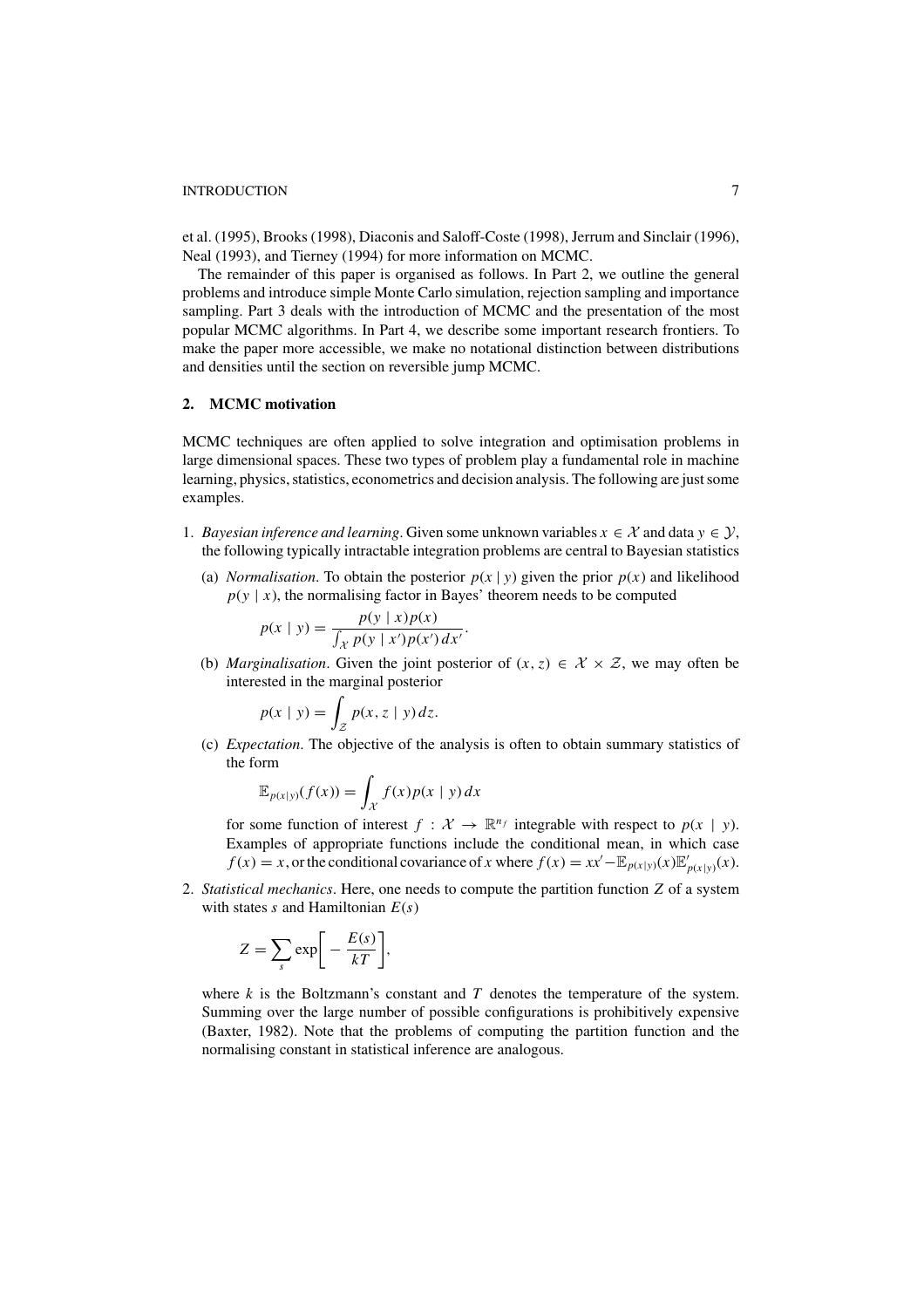et al. (1995), Brooks (1998), Diaconis and Saloff-Coste (1998), Jerrum and Sinclair (1996), Neal (1993), and Tierney (1994) for more information on MCMC.

The remainder of this paper is organised as follows. In Part 2, we outline the general problems and introduce simple Monte Carlo simulation, rejection sampling and importance sampling. Part 3 deals with the introduction of MCMC and the presentation of the most popular MCMC algorithms. In Part 4, we describe some important research frontiers. To make the paper more accessible, we make no notational distinction between distributions and densities until the section on reversible jump MCMC.

## 2. MCMC motivation

MCMC techniques are often applied to solve integration and optimisation problems in large dimensional spaces. These two types of problem play a fundamental role in machine learning, physics, statistics, econometrics and decision analysis. The following are just some examples.

1. *Bayesian inference and learning*. Given some unknown variables $x \in \mathcal{X}$ and data $y \in \mathcal{Y}$, the following typically intractable integration problems are central to Bayesian statistics

   (a) *Normalisation*. To obtain the posterior $p(x \mid y)$ given the prior $p(x)$ and likelihood $p(y \mid x)$, the normalising factor in Bayes' theorem needs to be computed

   $$p(x \mid y) = \frac{p(y \mid x)p(x)}{\int_{\mathcal{X}} p(y \mid x')p(x')\,dx'}.$$

   (b) *Marginalisation*. Given the joint posterior of $(x, z) \in \mathcal{X} \times \mathcal{Z}$, we may often be interested in the marginal posterior

   $$p(x \mid y) = \int_{\mathcal{Z}} p(x, z \mid y)\,dz.$$

   (c) *Expectation*. The objective of the analysis is often to obtain summary statistics of the form

   $$\mathbb{E}_{p(x|y)}(f(x)) = \int_{\mathcal{X}} f(x)p(x \mid y)\,dx$$

   for some function of interest $f : \mathcal{X} \to \mathbb{R}^{n_f}$ integrable with respect to $p(x \mid y)$. Examples of appropriate functions include the conditional mean, in which case $f(x) = x$, or the conditional covariance of $x$ where $f(x) = xx' - \mathbb{E}_{p(x|y)}(x)\mathbb{E}'_{p(x|y)}(x)$.

2. *Statistical mechanics*. Here, one needs to compute the partition function $Z$ of a system with states $s$ and Hamiltonian $E(s)$

   $$Z = \sum_s \exp\left[-\frac{E(s)}{kT}\right],$$

   where $k$ is the Boltzmann's constant and $T$ denotes the temperature of the system. Summing over the large number of possible configurations is prohibitively expensive (Baxter, 1982). Note that the problems of computing the partition function and the normalising constant in statistical inference are analogous.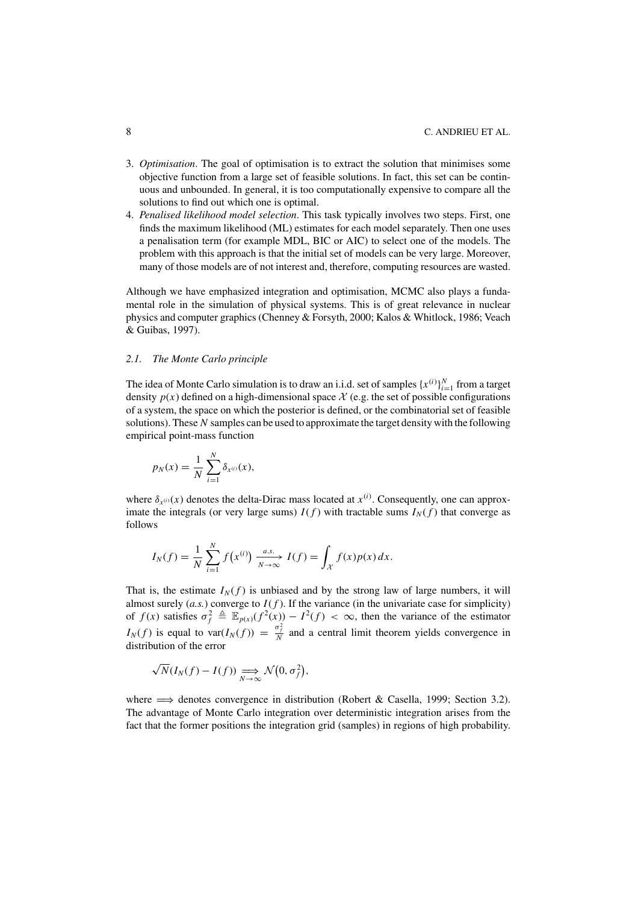3. *Optimisation*. The goal of optimisation is to extract the solution that minimises some objective function from a large set of feasible solutions. In fact, this set can be continuous and unbounded. In general, it is too computationally expensive to compare all the solutions to find out which one is optimal.
4. *Penalised likelihood model selection*. This task typically involves two steps. First, one finds the maximum likelihood (ML) estimates for each model separately. Then one uses a penalisation term (for example MDL, BIC or AIC) to select one of the models. The problem with this approach is that the initial set of models can be very large. Moreover, many of those models are of not interest and, therefore, computing resources are wasted.

Although we have emphasized integration and optimisation, MCMC also plays a fundamental role in the simulation of physical systems. This is of great relevance in nuclear physics and computer graphics (Chenney & Forsyth, 2000; Kalos & Whitlock, 1986; Veach & Guibas, 1997).

### 2.1. *The Monte Carlo principle*

The idea of Monte Carlo simulation is to draw an i.i.d. set of samples $\{x^{(i)}\}_{i=1}^{N}$ from a target density $p(x)$ defined on a high-dimensional space $\mathcal{X}$ (e.g. the set of possible configurations of a system, the space on which the posterior is defined, or the combinatorial set of feasible solutions). These $N$ samples can be used to approximate the target density with the following empirical point-mass function

$$p_N(x) = \frac{1}{N} \sum_{i=1}^{N} \delta_{x^{(i)}}(x),$$

where $\delta_{x^{(i)}}(x)$ denotes the delta-Dirac mass located at $x^{(i)}$. Consequently, one can approximate the integrals (or very large sums) $I(f)$ with tractable sums $I_N(f)$ that converge as follows

$$I_N(f) = \frac{1}{N} \sum_{i=1}^{N} f\left(x^{(i)}\right) \xrightarrow[N \to \infty]{a.s.} I(f) = \int_{\mathcal{X}} f(x) p(x)\, dx.$$

That is, the estimate $I_N(f)$ is unbiased and by the strong law of large numbers, it will almost surely (*a.s.*) converge to $I(f)$. If the variance (in the univariate case for simplicity) of $f(x)$ satisfies $\sigma_f^2 \triangleq \mathbb{E}_{p(x)}(f^2(x)) - I^2(f) < \infty$, then the variance of the estimator $I_N(f)$ is equal to $\text{var}(I_N(f)) = \frac{\sigma_f^2}{N}$ and a central limit theorem yields convergence in distribution of the error

$$\sqrt{N}(I_N(f) - I(f)) \underset{N \to \infty}{\Longrightarrow} \mathcal{N}\left(0, \sigma_f^2\right),$$

where $\Longrightarrow$ denotes convergence in distribution (Robert & Casella, 1999; Section 3.2). The advantage of Monte Carlo integration over deterministic integration arises from the fact that the former positions the integration grid (samples) in regions of high probability.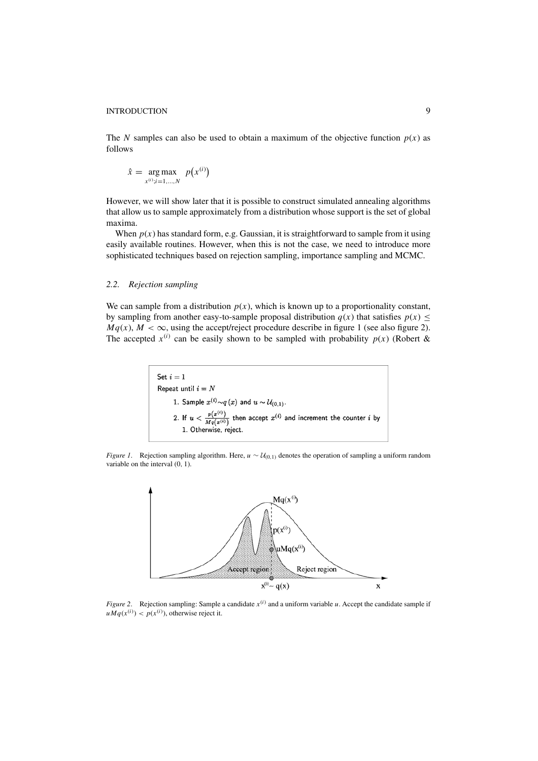The $N$ samples can also be used to obtain a maximum of the objective function $p(x)$ as follows

$$\hat{x} = \underset{x^{(i)};i=1,\ldots,N}{\arg\max} \ p\big(x^{(i)}\big)$$

However, we will show later that it is possible to construct simulated annealing algorithms that allow us to sample approximately from a distribution whose support is the set of global maxima.

When $p(x)$ has standard form, e.g. Gaussian, it is straightforward to sample from it using easily available routines. However, when this is not the case, we need to introduce more sophisticated techniques based on rejection sampling, importance sampling and MCMC.

### *2.2. Rejection sampling*

We can sample from a distribution $p(x)$, which is known up to a proportionality constant, by sampling from another easy-to-sample proposal distribution $q(x)$ that satisfies $p(x) \leq Mq(x)$, $M < \infty$, using the accept/reject procedure describe in figure 1 (see also figure 2). The accepted $x^{(i)}$ can be easily shown to be sampled with probability $p(x)$ (Robert &

```
Set i = 1
Repeat until i = N
    1. Sample x^(i) ~ q(x) and u ~ U_(0,1).
    2. If u < p(x^(i)) / (M q(x^(i))) then accept x^(i) and increment the counter i by
       1. Otherwise, reject.
```

*Figure 1.* Rejection sampling algorithm. Here, $u \sim \mathcal{U}_{(0,1)}$ denotes the operation of sampling a uniform random variable on the interval (0, 1).

*Figure 2.* Rejection sampling: Sample a candidate $x^{(i)}$ and a uniform variable $u$. Accept the candidate sample if $uMq(x^{(i)}) < p(x^{(i)})$, otherwise reject it.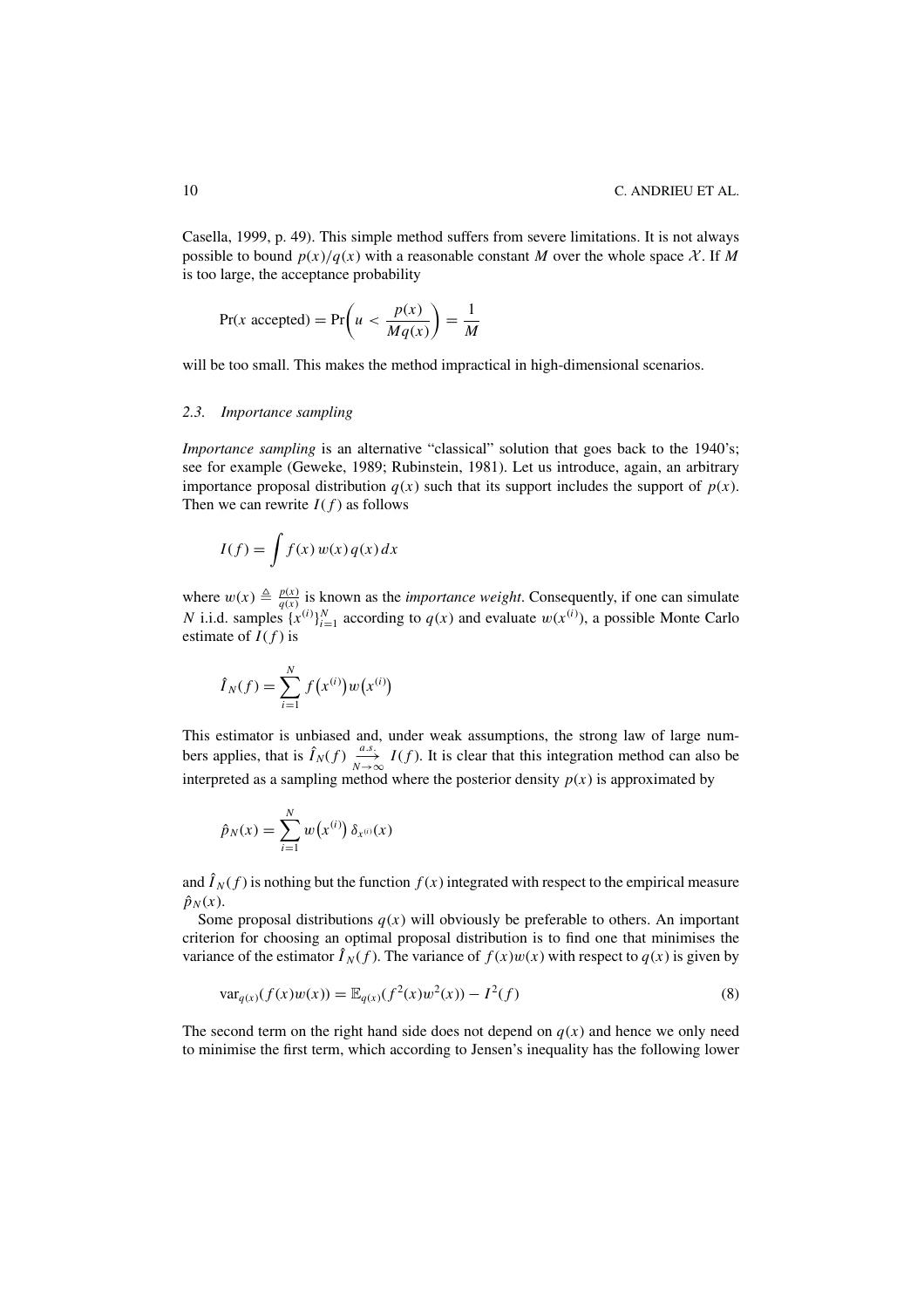Casella, 1999, p. 49). This simple method suffers from severe limitations. It is not always possible to bound $p(x)/q(x)$ with a reasonable constant $M$ over the whole space $\mathcal{X}$. If $M$ is too large, the acceptance probability

$$\Pr(x \text{ accepted}) = \Pr\left(u < \frac{p(x)}{Mq(x)}\right) = \frac{1}{M}$$

will be too small. This makes the method impractical in high-dimensional scenarios.

### 2.3. Importance sampling

*Importance sampling* is an alternative "classical" solution that goes back to the 1940's; see for example (Geweke, 1989; Rubinstein, 1981). Let us introduce, again, an arbitrary importance proposal distribution $q(x)$ such that its support includes the support of $p(x)$. Then we can rewrite $I(f)$ as follows

$$I(f) = \int f(x)\, w(x)\, q(x)\, dx$$

where $w(x) \triangleq \frac{p(x)}{q(x)}$ is known as the *importance weight*. Consequently, if one can simulate $N$ i.i.d. samples $\{x^{(i)}\}_{i=1}^{N}$ according to $q(x)$ and evaluate $w(x^{(i)})$, a possible Monte Carlo estimate of $I(f)$ is

$$\hat{I}_N(f) = \sum_{i=1}^{N} f\left(x^{(i)}\right) w\left(x^{(i)}\right)$$

This estimator is unbiased and, under weak assumptions, the strong law of large numbers applies, that is $\hat{I}_N(f) \xrightarrow[N\to\infty]{a.s.} I(f)$. It is clear that this integration method can also be interpreted as a sampling method where the posterior density $p(x)$ is approximated by

$$\hat{p}_N(x) = \sum_{i=1}^{N} w\left(x^{(i)}\right) \delta_{x^{(i)}}(x)$$

and $\hat{I}_N(f)$ is nothing but the function $f(x)$ integrated with respect to the empirical measure $\hat{p}_N(x)$.

Some proposal distributions $q(x)$ will obviously be preferable to others. An important criterion for choosing an optimal proposal distribution is to find one that minimises the variance of the estimator $\hat{I}_N(f)$. The variance of $f(x)w(x)$ with respect to $q(x)$ is given by

$$\text{var}_{q(x)}(f(x)w(x)) = \mathbb{E}_{q(x)}(f^2(x)w^2(x)) - I^2(f) \tag{8}$$

The second term on the right hand side does not depend on $q(x)$ and hence we only need to minimise the first term, which according to Jensen's inequality has the following lower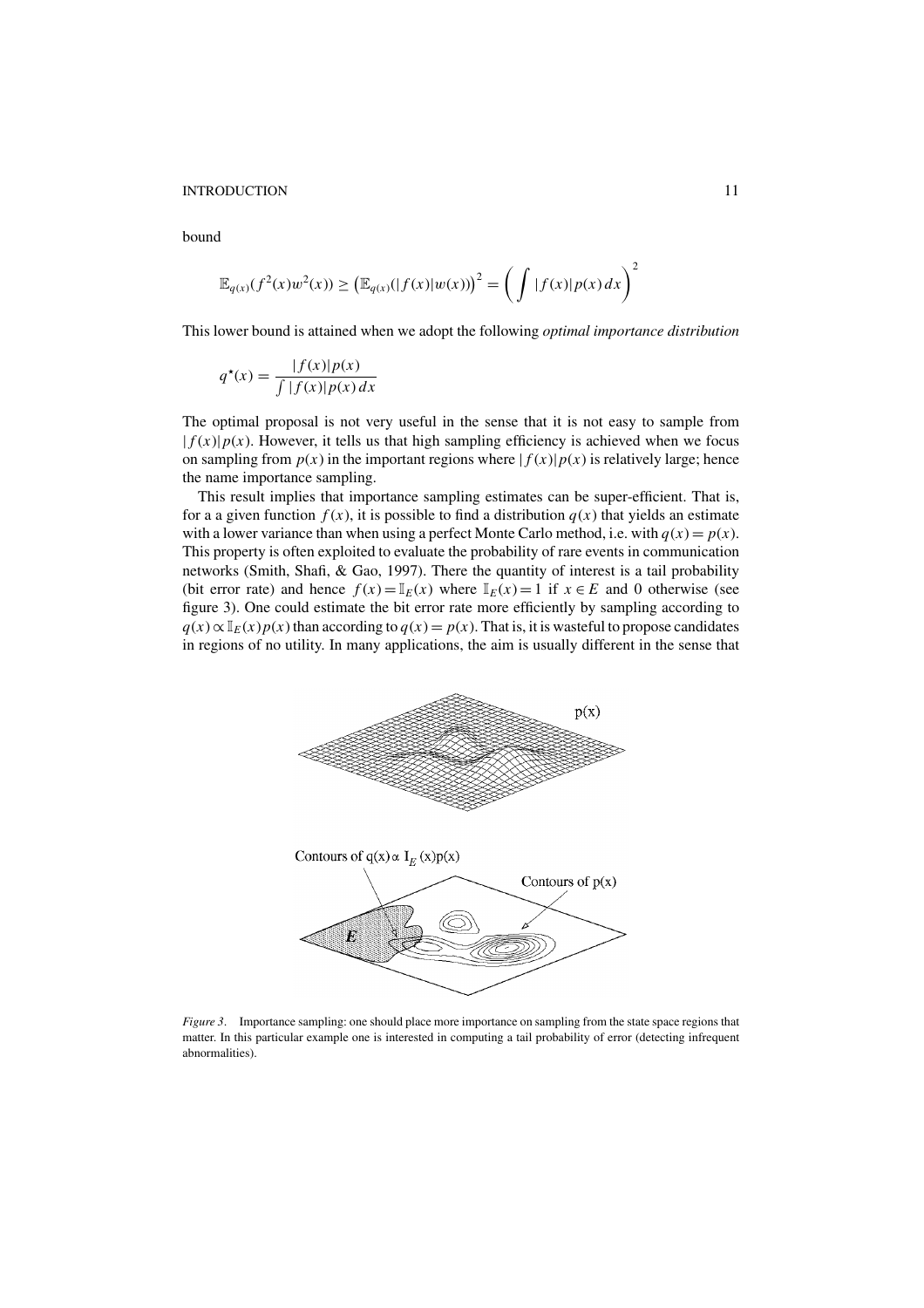bound

$$\mathbb{E}_{q(x)}(f^2(x)w^2(x)) \geq \left(\mathbb{E}_{q(x)}(|f(x)|w(x))\right)^2 = \left(\int |f(x)|p(x)\,dx\right)^2$$

This lower bound is attained when we adopt the following *optimal importance distribution*

$$q^\star(x) = \frac{|f(x)|p(x)}{\int |f(x)|p(x)\,dx}$$

The optimal proposal is not very useful in the sense that it is not easy to sample from $|f(x)|p(x)$. However, it tells us that high sampling efficiency is achieved when we focus on sampling from $p(x)$ in the important regions where $|f(x)|p(x)$ is relatively large; hence the name importance sampling.

This result implies that importance sampling estimates can be super-efficient. That is, for a a given function $f(x)$, it is possible to find a distribution $q(x)$ that yields an estimate with a lower variance than when using a perfect Monte Carlo method, i.e. with $q(x) = p(x)$. This property is often exploited to evaluate the probability of rare events in communication networks (Smith, Shafi, & Gao, 1997). There the quantity of interest is a tail probability (bit error rate) and hence $f(x) = \mathbb{I}_E(x)$ where $\mathbb{I}_E(x) = 1$ if $x \in E$ and 0 otherwise (see figure 3). One could estimate the bit error rate more efficiently by sampling according to $q(x) \propto \mathbb{I}_E(x)p(x)$ than according to $q(x) = p(x)$. That is, it is wasteful to propose candidates in regions of no utility. In many applications, the aim is usually different in the sense that

*Figure 3*. Importance sampling: one should place more importance on sampling from the state space regions that matter. In this particular example one is interested in computing a tail probability of error (detecting infrequent abnormalities).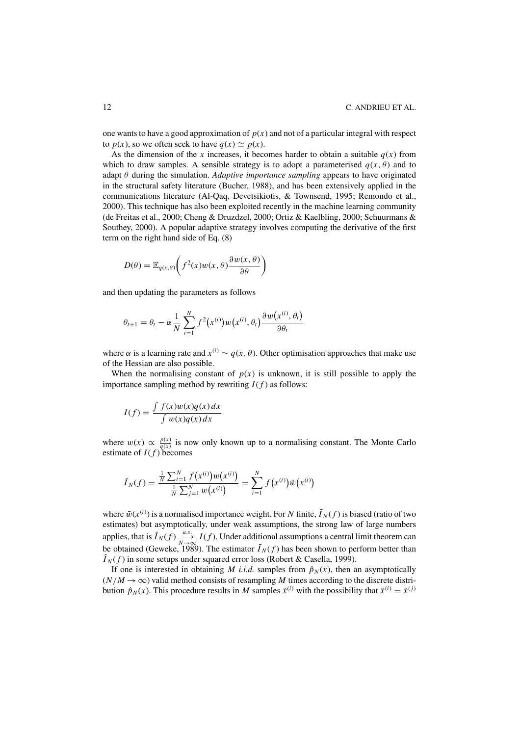one wants to have a good approximation of $p(x)$ and not of a particular integral with respect to $p(x)$, so we often seek to have $q(x) \simeq p(x)$.

As the dimension of the $x$ increases, it becomes harder to obtain a suitable $q(x)$ from which to draw samples. A sensible strategy is to adopt a parameterised $q(x, \theta)$ and to adapt $\theta$ during the simulation. *Adaptive importance sampling* appears to have originated in the structural safety literature (Bucher, 1988), and has been extensively applied in the communications literature (Al-Qaq, Devetsikiotis, & Townsend, 1995; Remondo et al., 2000). This technique has also been exploited recently in the machine learning community (de Freitas et al., 2000; Cheng & Druzdzel, 2000; Ortiz & Kaelbling, 2000; Schuurmans & Southey, 2000). A popular adaptive strategy involves computing the derivative of the first term on the right hand side of Eq. (8)

$$D(\theta) = \mathbb{E}_{q(x,\theta)}\left( f^2(x) w(x, \theta) \frac{\partial w(x, \theta)}{\partial \theta} \right)$$

and then updating the parameters as follows

$$\theta_{t+1} = \theta_t - \alpha \frac{1}{N} \sum_{i=1}^{N} f^2\left(x^{(i)}\right) w\left(x^{(i)}, \theta_t\right) \frac{\partial w\left(x^{(i)}, \theta_t\right)}{\partial \theta_t}$$

where $\alpha$ is a learning rate and $x^{(i)} \sim q(x, \theta)$. Other optimisation approaches that make use of the Hessian are also possible.

When the normalising constant of $p(x)$ is unknown, it is still possible to apply the importance sampling method by rewriting $I(f)$ as follows:

$$I(f) = \frac{\int f(x) w(x) q(x)\, dx}{\int w(x) q(x)\, dx}$$

where $w(x) \propto \frac{p(x)}{q(x)}$ is now only known up to a normalising constant. The Monte Carlo estimate of $I(f)$ becomes

$$\tilde{I}_N(f) = \frac{\frac{1}{N} \sum_{i=1}^{N} f\left(x^{(i)}\right) w\left(x^{(i)}\right)}{\frac{1}{N} \sum_{j=1}^{N} w\left(x^{(i)}\right)} = \sum_{i=1}^{N} f\left(x^{(i)}\right) \tilde{w}\left(x^{(i)}\right)$$

where $\tilde{w}(x^{(i)})$ is a normalised importance weight. For $N$ finite, $\tilde{I}_N(f)$ is biased (ratio of two estimates) but asymptotically, under weak assumptions, the strong law of large numbers applies, that is $\tilde{I}_N(f) \xrightarrow[N \to \infty]{a.s.} I(f)$. Under additional assumptions a central limit theorem can be obtained (Geweke, 1989). The estimator $\tilde{I}_N(f)$ has been shown to perform better than $\hat{I}_N(f)$ in some setups under squared error loss (Robert & Casella, 1999).

If one is interested in obtaining $M$ *i.i.d.* samples from $\hat{p}_N(x)$, then an asymptotically $(N/M \to \infty)$ valid method consists of resampling $M$ times according to the discrete distribution $\hat{p}_N(x)$. This procedure results in $M$ samples $\tilde{x}^{(i)}$ with the possibility that $\tilde{x}^{(i)} = \tilde{x}^{(j)}$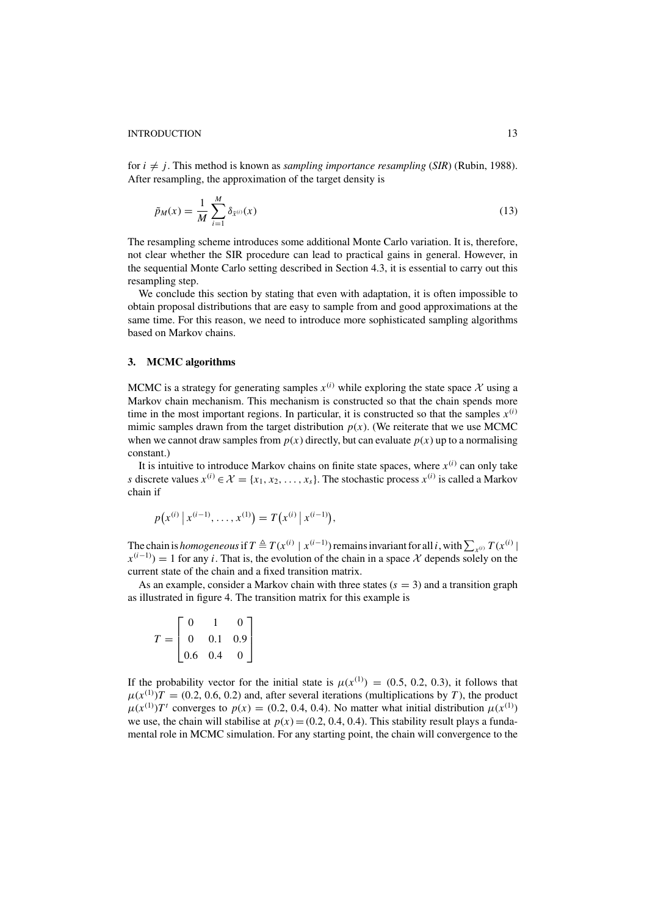for $i \neq j$. This method is known as *sampling importance resampling* (*SIR*) (Rubin, 1988). After resampling, the approximation of the target density is

$$\tilde{p}_M(x) = \frac{1}{M} \sum_{i=1}^{M} \delta_{\tilde{x}^{(i)}}(x) \tag{13}$$

The resampling scheme introduces some additional Monte Carlo variation. It is, therefore, not clear whether the SIR procedure can lead to practical gains in general. However, in the sequential Monte Carlo setting described in Section 4.3, it is essential to carry out this resampling step.

We conclude this section by stating that even with adaptation, it is often impossible to obtain proposal distributions that are easy to sample from and good approximations at the same time. For this reason, we need to introduce more sophisticated sampling algorithms based on Markov chains.

## 3. MCMC algorithms

MCMC is a strategy for generating samples $x^{(i)}$ while exploring the state space $\mathcal{X}$ using a Markov chain mechanism. This mechanism is constructed so that the chain spends more time in the most important regions. In particular, it is constructed so that the samples $x^{(i)}$ mimic samples drawn from the target distribution $p(x)$. (We reiterate that we use MCMC when we cannot draw samples from $p(x)$ directly, but can evaluate $p(x)$ up to a normalising constant.)

It is intuitive to introduce Markov chains on finite state spaces, where $x^{(i)}$ can only take $s$ discrete values $x^{(i)} \in \mathcal{X} = \{x_1, x_2, \ldots, x_s\}$. The stochastic process $x^{(i)}$ is called a Markov chain if

$$p\left(x^{(i)} \,\middle|\, x^{(i-1)}, \ldots, x^{(1)}\right) = T\left(x^{(i)} \,\middle|\, x^{(i-1)}\right),$$

The chain is *homogeneous* if $T \triangleq T(x^{(i)} \mid x^{(i-1)})$ remains invariant for all $i$, with $\sum_{x^{(i)}} T(x^{(i)} \mid x^{(i-1)}) = 1$ for any $i$. That is, the evolution of the chain in a space $\mathcal{X}$ depends solely on the current state of the chain and a fixed transition matrix.

As an example, consider a Markov chain with three states ($s = 3$) and a transition graph as illustrated in figure 4. The transition matrix for this example is

$$T = \begin{bmatrix} 0 & 1 & 0 \\ 0 & 0.1 & 0.9 \\ 0.6 & 0.4 & 0 \end{bmatrix}$$

If the probability vector for the initial state is $\mu(x^{(1)}) = (0.5, 0.2, 0.3)$, it follows that $\mu(x^{(1)})T = (0.2, 0.6, 0.2)$ and, after several iterations (multiplications by $T$), the product $\mu(x^{(1)})T^t$ converges to $p(x) = (0.2, 0.4, 0.4)$. No matter what initial distribution $\mu(x^{(1)})$ we use, the chain will stabilise at $p(x) = (0.2, 0.4, 0.4)$. This stability result plays a fundamental role in MCMC simulation. For any starting point, the chain will convergence to the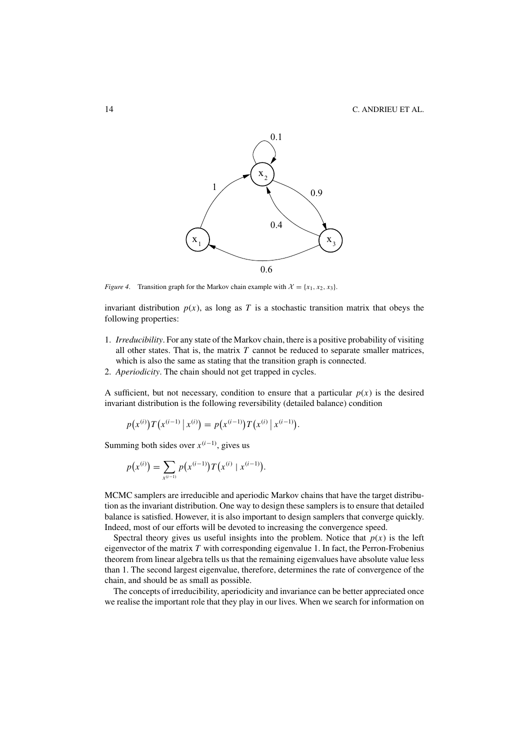*Figure 4.* Transition graph for the Markov chain example with $\mathcal{X} = \{x_1, x_2, x_3\}$.

invariant distribution $p(x)$, as long as $T$ is a stochastic transition matrix that obeys the following properties:

1. *Irreducibility*. For any state of the Markov chain, there is a positive probability of visiting all other states. That is, the matrix $T$ cannot be reduced to separate smaller matrices, which is also the same as stating that the transition graph is connected.
2. *Aperiodicity*. The chain should not get trapped in cycles.

A sufficient, but not necessary, condition to ensure that a particular $p(x)$ is the desired invariant distribution is the following reversibility (detailed balance) condition

$$p\left(x^{(i)}\right)T\left(x^{(i-1)} \,\middle|\, x^{(i)}\right) = p\left(x^{(i-1)}\right)T\left(x^{(i)} \,\middle|\, x^{(i-1)}\right).$$

Summing both sides over $x^{(i-1)}$, gives us

$$p\left(x^{(i)}\right) = \sum_{x^{(i-1)}} p\left(x^{(i-1)}\right)T\left(x^{(i)} \mid x^{(i-1)}\right).$$

MCMC samplers are irreducible and aperiodic Markov chains that have the target distribution as the invariant distribution. One way to design these samplers is to ensure that detailed balance is satisfied. However, it is also important to design samplers that converge quickly. Indeed, most of our efforts will be devoted to increasing the convergence speed.

Spectral theory gives us useful insights into the problem. Notice that $p(x)$ is the left eigenvector of the matrix $T$ with corresponding eigenvalue 1. In fact, the Perron-Frobenius theorem from linear algebra tells us that the remaining eigenvalues have absolute value less than 1. The second largest eigenvalue, therefore, determines the rate of convergence of the chain, and should be as small as possible.

The concepts of irreducibility, aperiodicity and invariance can be better appreciated once we realise the important role that they play in our lives. When we search for information on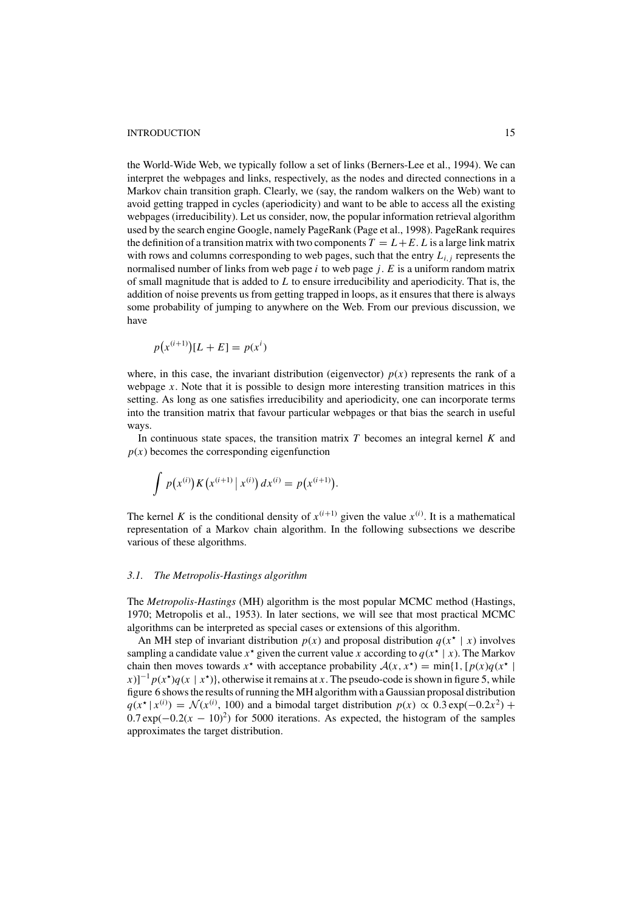the World-Wide Web, we typically follow a set of links (Berners-Lee et al., 1994). We can interpret the webpages and links, respectively, as the nodes and directed connections in a Markov chain transition graph. Clearly, we (say, the random walkers on the Web) want to avoid getting trapped in cycles (aperiodicity) and want to be able to access all the existing webpages (irreducibility). Let us consider, now, the popular information retrieval algorithm used by the search engine Google, namely PageRank (Page et al., 1998). PageRank requires the definition of a transition matrix with two components $T = L + E$. $L$ is a large link matrix with rows and columns corresponding to web pages, such that the entry $L_{i,j}$ represents the normalised number of links from web page $i$ to web page $j$. $E$ is a uniform random matrix of small magnitude that is added to $L$ to ensure irreducibility and aperiodicity. That is, the addition of noise prevents us from getting trapped in loops, as it ensures that there is always some probability of jumping to anywhere on the Web. From our previous discussion, we have

$$p\big(x^{(i+1)}\big)[L + E] = p(x^i)$$

where, in this case, the invariant distribution (eigenvector) $p(x)$ represents the rank of a webpage $x$. Note that it is possible to design more interesting transition matrices in this setting. As long as one satisfies irreducibility and aperiodicity, one can incorporate terms into the transition matrix that favour particular webpages or that bias the search in useful ways.

In continuous state spaces, the transition matrix $T$ becomes an integral kernel $K$ and $p(x)$ becomes the corresponding eigenfunction

$$\int p\big(x^{(i)}\big) K\big(x^{(i+1)} \,\big|\, x^{(i)}\big)\, dx^{(i)} = p\big(x^{(i+1)}\big).$$

The kernel $K$ is the conditional density of $x^{(i+1)}$ given the value $x^{(i)}$. It is a mathematical representation of a Markov chain algorithm. In the following subsections we describe various of these algorithms.

### *3.1. The Metropolis-Hastings algorithm*

The *Metropolis-Hastings* (MH) algorithm is the most popular MCMC method (Hastings, 1970; Metropolis et al., 1953). In later sections, we will see that most practical MCMC algorithms can be interpreted as special cases or extensions of this algorithm.

An MH step of invariant distribution $p(x)$ and proposal distribution $q(x^\star \mid x)$ involves sampling a candidate value $x^\star$ given the current value $x$ according to $q(x^\star \mid x)$. The Markov chain then moves towards $x^\star$ with acceptance probability $\mathcal{A}(x, x^\star) = \min\{1, [p(x)q(x^\star \mid x)]^{-1} p(x^\star)q(x \mid x^\star)\}$, otherwise it remains at $x$. The pseudo-code is shown in figure 5, while figure 6 shows the results of running the MH algorithm with a Gaussian proposal distribution $q(x^\star \mid x^{(i)}) = \mathcal{N}(x^{(i)}, 100)$ and a bimodal target distribution $p(x) \propto 0.3 \exp(-0.2x^2) + 0.7 \exp(-0.2(x - 10)^2)$ for 5000 iterations. As expected, the histogram of the samples approximates the target distribution.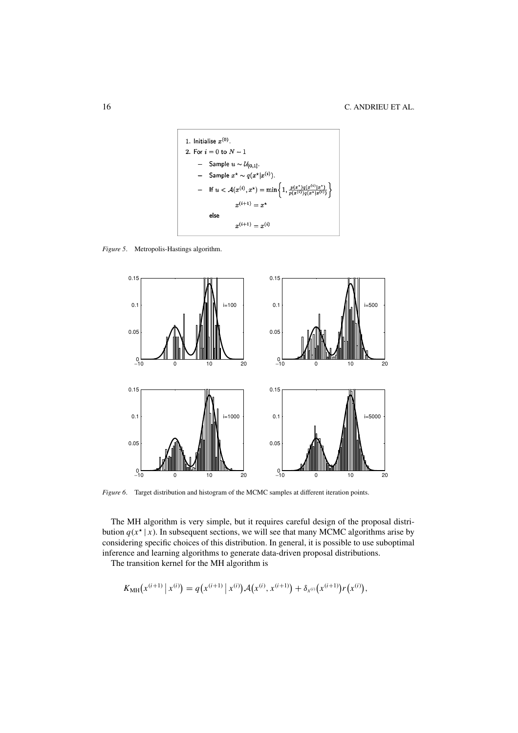1. Initialise $x^{(0)}$.
2. For $i = 0$ to $N-1$
   - Sample $u \sim \mathcal{U}_{[0,1]}$.
   - Sample $x^\star \sim q(x^\star | x^{(i)})$.
   - If $u < \mathcal{A}(x^{(i)}, x^\star) = \min\left\{1, \frac{p(x^\star)q(x^{(i)}|x^\star)}{p(x^{(i)})q(x^\star|x^{(i)})}\right\}$

     $x^{(i+1)} = x^\star$

     else

     $x^{(i+1)} = x^{(i)}$

*Figure 5*. Metropolis-Hastings algorithm.

*Figure 6*. Target distribution and histogram of the MCMC samples at different iteration points.

The MH algorithm is very simple, but it requires careful design of the proposal distribution $q(x^\star \mid x)$. In subsequent sections, we will see that many MCMC algorithms arise by considering specific choices of this distribution. In general, it is possible to use suboptimal inference and learning algorithms to generate data-driven proposal distributions.

The transition kernel for the MH algorithm is

$$K_{\text{MH}}\big(x^{(i+1)} \,\big|\, x^{(i)}\big) = q\big(x^{(i+1)} \,\big|\, x^{(i)}\big)\mathcal{A}\big(x^{(i)}, x^{(i+1)}\big) + \delta_{x^{(i)}}\big(x^{(i+1)}\big)r\big(x^{(i)}\big),$$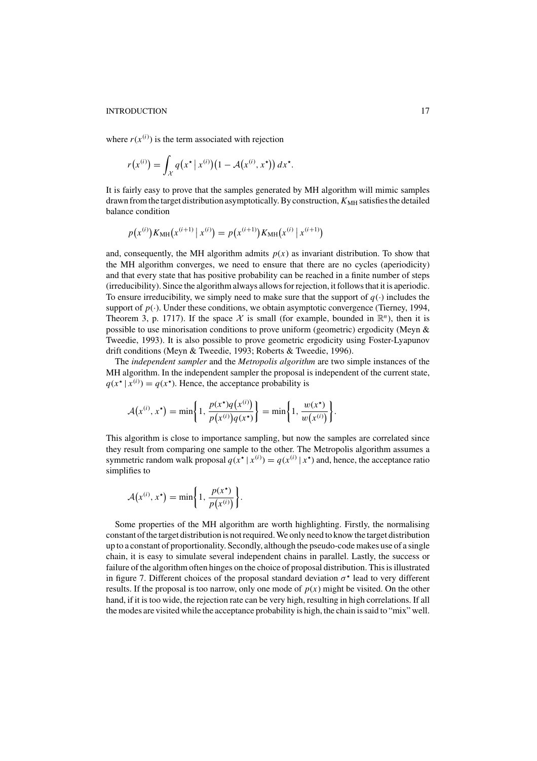where $r(x^{(i)})$ is the term associated with rejection

$$r\big(x^{(i)}\big) = \int_{\mathcal{X}} q\big(x^\star \mid x^{(i)}\big)\big(1 - \mathcal{A}\big(x^{(i)}, x^\star\big)\big)\, dx^\star.$$

It is fairly easy to prove that the samples generated by MH algorithm will mimic samples drawn from the target distribution asymptotically. By construction, $K_{\text{MH}}$ satisfies the detailed balance condition

$$p\big(x^{(i)}\big) K_{\text{MH}}\big(x^{(i+1)} \mid x^{(i)}\big) = p\big(x^{(i+1)}\big) K_{\text{MH}}\big(x^{(i)} \mid x^{(i+1)}\big)$$

and, consequently, the MH algorithm admits $p(x)$ as invariant distribution. To show that the MH algorithm converges, we need to ensure that there are no cycles (aperiodicity) and that every state that has positive probability can be reached in a finite number of steps (irreducibility). Since the algorithm always allows for rejection, it follows that it is aperiodic. To ensure irreducibility, we simply need to make sure that the support of $q(\cdot)$ includes the support of $p(\cdot)$. Under these conditions, we obtain asymptotic convergence (Tierney, 1994, Theorem 3, p. 1717). If the space $\mathcal{X}$ is small (for example, bounded in $\mathbb{R}^n$), then it is possible to use minorisation conditions to prove uniform (geometric) ergodicity (Meyn & Tweedie, 1993). It is also possible to prove geometric ergodicity using Foster-Lyapunov drift conditions (Meyn & Tweedie, 1993; Roberts & Tweedie, 1996).

The *independent sampler* and the *Metropolis algorithm* are two simple instances of the MH algorithm. In the independent sampler the proposal is independent of the current state, $q(x^\star \mid x^{(i)}) = q(x^\star)$. Hence, the acceptance probability is

$$\mathcal{A}\big(x^{(i)}, x^\star\big) = \min\left\{1, \frac{p(x^\star) q\big(x^{(i)}\big)}{p\big(x^{(i)}\big) q(x^\star)}\right\} = \min\left\{1, \frac{w(x^\star)}{w\big(x^{(i)}\big)}\right\}.$$

This algorithm is close to importance sampling, but now the samples are correlated since they result from comparing one sample to the other. The Metropolis algorithm assumes a symmetric random walk proposal $q(x^\star \mid x^{(i)}) = q(x^{(i)} \mid x^\star)$ and, hence, the acceptance ratio simplifies to

$$\mathcal{A}\big(x^{(i)}, x^\star\big) = \min\left\{1, \frac{p(x^\star)}{p\big(x^{(i)}\big)}\right\}.$$

Some properties of the MH algorithm are worth highlighting. Firstly, the normalising constant of the target distribution is not required. We only need to know the target distribution up to a constant of proportionality. Secondly, although the pseudo-code makes use of a single chain, it is easy to simulate several independent chains in parallel. Lastly, the success or failure of the algorithm often hinges on the choice of proposal distribution. This is illustrated in figure 7. Different choices of the proposal standard deviation $\sigma^\star$ lead to very different results. If the proposal is too narrow, only one mode of $p(x)$ might be visited. On the other hand, if it is too wide, the rejection rate can be very high, resulting in high correlations. If all the modes are visited while the acceptance probability is high, the chain is said to "mix" well.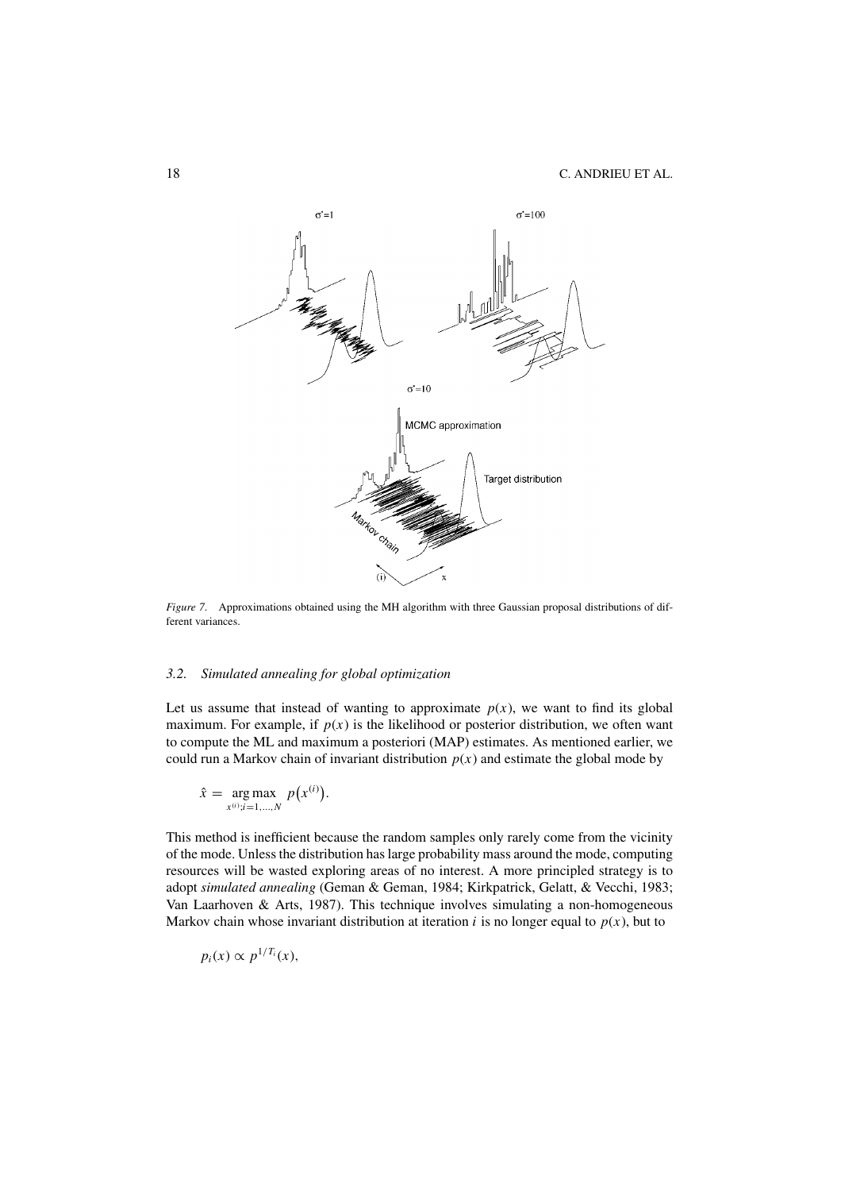*Figure 7.* Approximations obtained using the MH algorithm with three Gaussian proposal distributions of different variances.

### 3.2. *Simulated annealing for global optimization*

Let us assume that instead of wanting to approximate $p(x)$, we want to find its global maximum. For example, if $p(x)$ is the likelihood or posterior distribution, we often want to compute the ML and maximum a posteriori (MAP) estimates. As mentioned earlier, we could run a Markov chain of invariant distribution $p(x)$ and estimate the global mode by

$$\hat{x} = \underset{x^{(i)}; i=1,\ldots,N}{\arg\max} \; p\left(x^{(i)}\right).$$

This method is inefficient because the random samples only rarely come from the vicinity of the mode. Unless the distribution has large probability mass around the mode, computing resources will be wasted exploring areas of no interest. A more principled strategy is to adopt *simulated annealing* (Geman & Geman, 1984; Kirkpatrick, Gelatt, & Vecchi, 1983; Van Laarhoven & Arts, 1987). This technique involves simulating a non-homogeneous Markov chain whose invariant distribution at iteration $i$ is no longer equal to $p(x)$, but to

$$p_i(x) \propto p^{1/T_i}(x),$$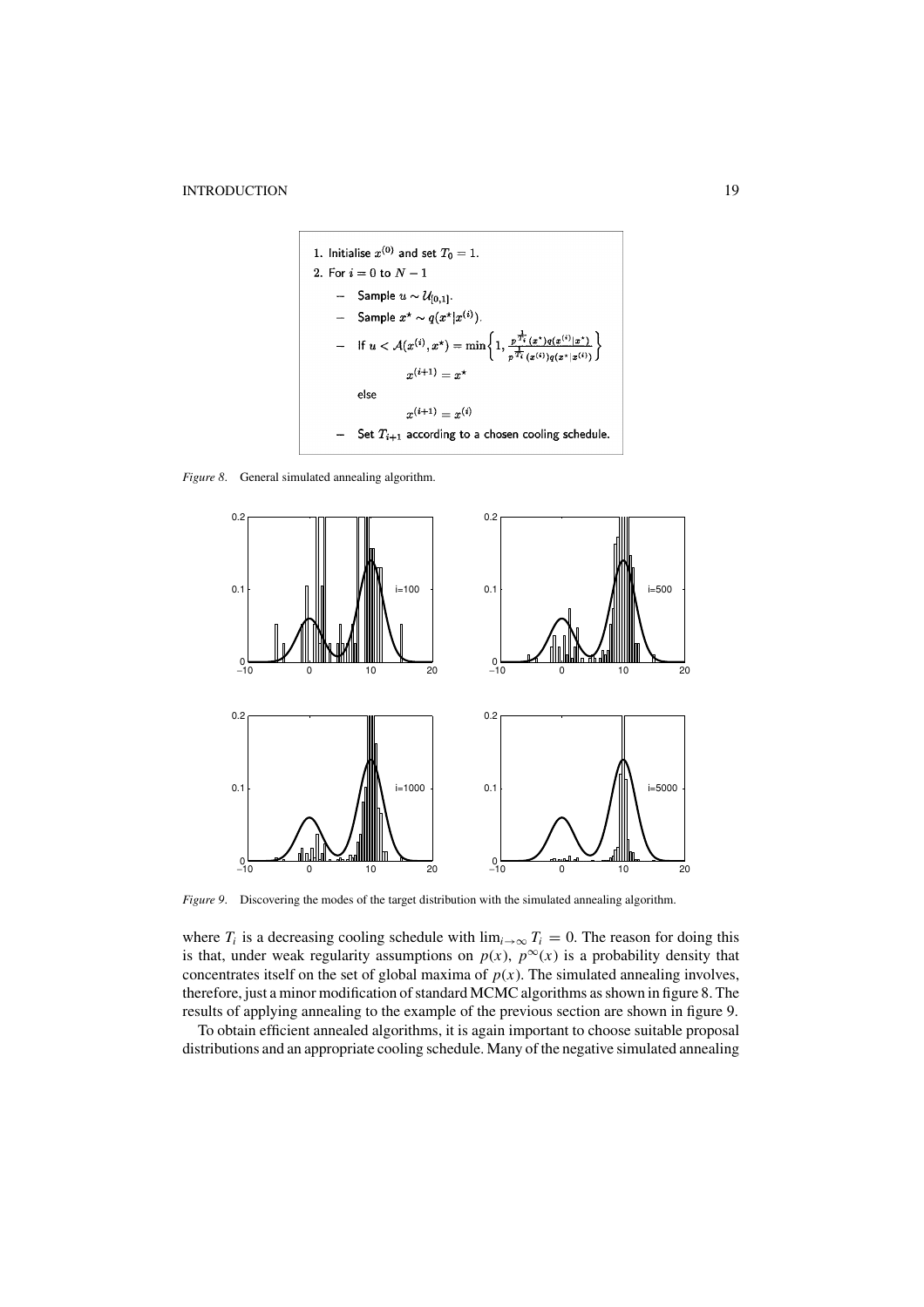1. Initialise $x^{(0)}$ and set $T_0 = 1$.
2. For $i = 0$ to $N - 1$
   - Sample $u \sim \mathcal{U}_{[0,1]}$.
   - Sample $x^\star \sim q(x^\star | x^{(i)})$.
   - If $u < \mathcal{A}(x^{(i)}, x^\star) = \min\left\{1, \frac{p^{\frac{1}{T_i}}(x^\star) q(x^{(i)}|x^\star)}{p^{\frac{1}{T_i}}(x^{(i)}) q(x^\star|x^{(i)})}\right\}$

     $$x^{(i+1)} = x^\star$$

     else

     $$x^{(i+1)} = x^{(i)}$$

   - Set $T_{i+1}$ according to a chosen cooling schedule.

*Figure 8*. General simulated annealing algorithm.

*Figure 9*. Discovering the modes of the target distribution with the simulated annealing algorithm.

where $T_i$ is a decreasing cooling schedule with $\lim_{i \to \infty} T_i = 0$. The reason for doing this is that, under weak regularity assumptions on $p(x)$, $p^\infty(x)$ is a probability density that concentrates itself on the set of global maxima of $p(x)$. The simulated annealing involves, therefore, just a minor modification of standard MCMC algorithms as shown in figure 8. The results of applying annealing to the example of the previous section are shown in figure 9.

To obtain efficient annealed algorithms, it is again important to choose suitable proposal distributions and an appropriate cooling schedule. Many of the negative simulated annealing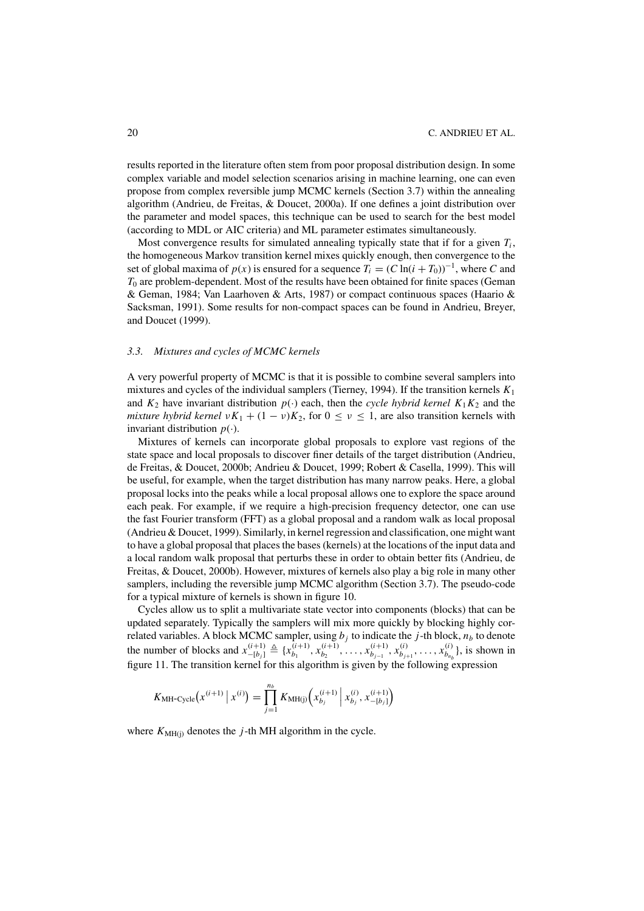results reported in the literature often stem from poor proposal distribution design. In some complex variable and model selection scenarios arising in machine learning, one can even propose from complex reversible jump MCMC kernels (Section 3.7) within the annealing algorithm (Andrieu, de Freitas, & Doucet, 2000a). If one defines a joint distribution over the parameter and model spaces, this technique can be used to search for the best model (according to MDL or AIC criteria) and ML parameter estimates simultaneously.

Most convergence results for simulated annealing typically state that if for a given $T_i$, the homogeneous Markov transition kernel mixes quickly enough, then convergence to the set of global maxima of $p(x)$ is ensured for a sequence $T_i = (C \ln(i + T_0))^{-1}$, where $C$ and $T_0$ are problem-dependent. Most of the results have been obtained for finite spaces (Geman & Geman, 1984; Van Laarhoven & Arts, 1987) or compact continuous spaces (Haario & Sacksman, 1991). Some results for non-compact spaces can be found in Andrieu, Breyer, and Doucet (1999).

### 3.3. Mixtures and cycles of MCMC kernels

A very powerful property of MCMC is that it is possible to combine several samplers into mixtures and cycles of the individual samplers (Tierney, 1994). If the transition kernels $K_1$ and $K_2$ have invariant distribution $p(\cdot)$ each, then the *cycle hybrid kernel* $K_1 K_2$ and the *mixture hybrid kernel* $\nu K_1 + (1 - \nu) K_2$, for $0 \leq \nu \leq 1$, are also transition kernels with invariant distribution $p(\cdot)$.

Mixtures of kernels can incorporate global proposals to explore vast regions of the state space and local proposals to discover finer details of the target distribution (Andrieu, de Freitas, & Doucet, 2000b; Andrieu & Doucet, 1999; Robert & Casella, 1999). This will be useful, for example, when the target distribution has many narrow peaks. Here, a global proposal locks into the peaks while a local proposal allows one to explore the space around each peak. For example, if we require a high-precision frequency detector, one can use the fast Fourier transform (FFT) as a global proposal and a random walk as local proposal (Andrieu & Doucet, 1999). Similarly, in kernel regression and classification, one might want to have a global proposal that places the bases (kernels) at the locations of the input data and a local random walk proposal that perturbs these in order to obtain better fits (Andrieu, de Freitas, & Doucet, 2000b). However, mixtures of kernels also play a big role in many other samplers, including the reversible jump MCMC algorithm (Section 3.7). The pseudo-code for a typical mixture of kernels is shown in figure 10.

Cycles allow us to split a multivariate state vector into components (blocks) that can be updated separately. Typically the samplers will mix more quickly by blocking highly correlated variables. A block MCMC sampler, using $b_j$ to indicate the $j$-th block, $n_b$ to denote the number of blocks and $x_{-[b_j]}^{(i+1)} \triangleq \{x_{b_1}^{(i+1)}, x_{b_2}^{(i+1)}, \ldots, x_{b_{j-1}}^{(i+1)}, x_{b_{j+1}}^{(i)}, \ldots, x_{b_{n_b}}^{(i)}\}$, is shown in figure 11. The transition kernel for this algorithm is given by the following expression

$$K_{\text{MH-Cycle}}\left(x^{(i+1)} \,\middle|\, x^{(i)}\right) = \prod_{j=1}^{n_b} K_{\text{MH(j)}}\left(x_{b_j}^{(i+1)} \,\middle|\, x_{b_j}^{(i)}, x_{-[b_j]}^{(i+1)}\right)$$

where $K_{\text{MH(j)}}$ denotes the $j$-th MH algorithm in the cycle.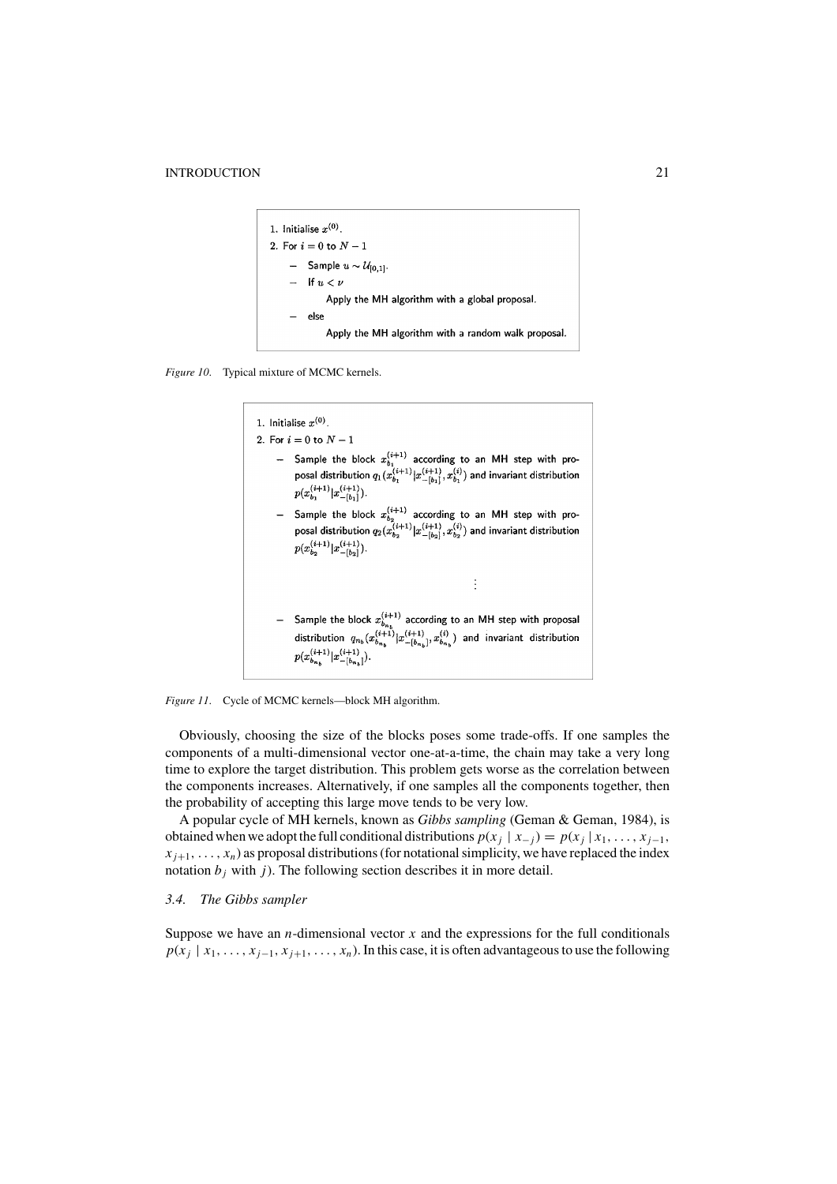1. Initialise $x^{(0)}$.
2. For $i = 0$ to $N-1$
   - Sample $u \sim \mathcal{U}_{[0,1]}$.
   - If $u < \nu$

     Apply the MH algorithm with a global proposal.
   - else

     Apply the MH algorithm with a random walk proposal.

*Figure 10.* Typical mixture of MCMC kernels.

1. Initialise $x^{(0)}$.
2. For $i = 0$ to $N-1$
   - Sample the block $x_{b_1}^{(i+1)}$ according to an MH step with proposal distribution $q_1(x_{b_1}^{(i+1)} | x_{-[b_1]}^{(i+1)}, x_{b_1}^{(i)})$ and invariant distribution $p(x_{b_1}^{(i+1)} | x_{-[b_1]}^{(i+1)})$.
   - Sample the block $x_{b_2}^{(i+1)}$ according to an MH step with proposal distribution $q_2(x_{b_2}^{(i+1)} | x_{-[b_2]}^{(i+1)}, x_{b_2}^{(i)})$ and invariant distribution $p(x_{b_2}^{(i+1)} | x_{-[b_2]}^{(i+1)})$.

     $\vdots$
   - Sample the block $x_{b_{n_b}}^{(i+1)}$ according to an MH step with proposal distribution $q_{n_b}(x_{b_{n_b}}^{(i+1)} | x_{-[b_{n_b}]}^{(i+1)}, x_{b_{n_b}}^{(i)})$ and invariant distribution $p(x_{b_{n_b}}^{(i+1)} | x_{-[b_{n_b}]}^{(i+1)})$.

*Figure 11.* Cycle of MCMC kernels—block MH algorithm.

Obviously, choosing the size of the blocks poses some trade-offs. If one samples the components of a multi-dimensional vector one-at-a-time, the chain may take a very long time to explore the target distribution. This problem gets worse as the correlation between the components increases. Alternatively, if one samples all the components together, then the probability of accepting this large move tends to be very low.

A popular cycle of MH kernels, known as *Gibbs sampling* (Geman & Geman, 1984), is obtained when we adopt the full conditional distributions $p(x_j \mid x_{-j}) = p(x_j \mid x_1, \ldots, x_{j-1}, x_{j+1}, \ldots, x_n)$ as proposal distributions (for notational simplicity, we have replaced the index notation $b_j$ with $j$). The following section describes it in more detail.

### *3.4. The Gibbs sampler*

Suppose we have an $n$-dimensional vector $x$ and the expressions for the full conditionals $p(x_j \mid x_1, \ldots, x_{j-1}, x_{j+1}, \ldots, x_n)$. In this case, it is often advantageous to use the following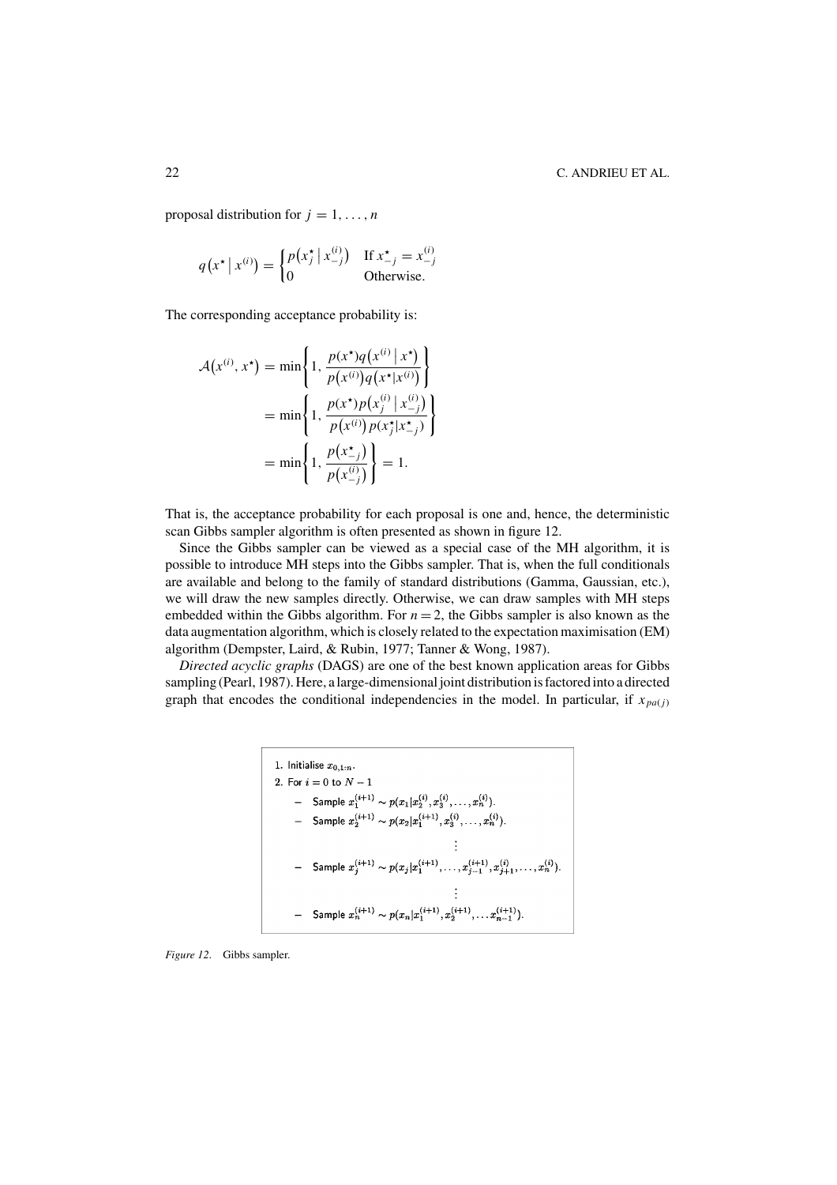proposal distribution for $j = 1, \ldots, n$

$$q\left(x^{\star} \mid x^{(i)}\right) = \begin{cases} p\left(x_j^{\star} \mid x_{-j}^{(i)}\right) & \text{If } x_{-j}^{\star} = x_{-j}^{(i)} \\ 0 & \text{Otherwise.} \end{cases}$$

The corresponding acceptance probability is:

$$\begin{aligned}
\mathcal{A}\left(x^{(i)}, x^{\star}\right) &= \min\left\{1, \frac{p(x^{\star}) q\left(x^{(i)} \mid x^{\star}\right)}{p\left(x^{(i)}\right) q\left(x^{\star} \mid x^{(i)}\right)}\right\} \\
&= \min\left\{1, \frac{p(x^{\star}) p\left(x_j^{(i)} \mid x_{-j}^{(i)}\right)}{p\left(x^{(i)}\right) p\left(x_j^{\star} \mid x_{-j}^{\star}\right)}\right\} \\
&= \min\left\{1, \frac{p\left(x_{-j}^{\star}\right)}{p\left(x_{-j}^{(i)}\right)}\right\} = 1.
\end{aligned}$$

That is, the acceptance probability for each proposal is one and, hence, the deterministic scan Gibbs sampler algorithm is often presented as shown in figure 12.

Since the Gibbs sampler can be viewed as a special case of the MH algorithm, it is possible to introduce MH steps into the Gibbs sampler. That is, when the full conditionals are available and belong to the family of standard distributions (Gamma, Gaussian, etc.), we will draw the new samples directly. Otherwise, we can draw samples with MH steps embedded within the Gibbs algorithm. For $n = 2$, the Gibbs sampler is also known as the data augmentation algorithm, which is closely related to the expectation maximisation (EM) algorithm (Dempster, Laird, & Rubin, 1977; Tanner & Wong, 1987).

*Directed acyclic graphs* (DAGS) are one of the best known application areas for Gibbs sampling (Pearl, 1987). Here, a large-dimensional joint distribution is factored into a directed graph that encodes the conditional independencies in the model. In particular, if $x_{pa(j)}$

1. Initialise $x_{0,1:n}$.
2. For $i = 0$ to $N - 1$
   - Sample $x_1^{(i+1)} \sim p(x_1 | x_2^{(i)}, x_3^{(i)}, \ldots, x_n^{(i)})$.
   - Sample $x_2^{(i+1)} \sim p(x_2 | x_1^{(i+1)}, x_3^{(i)}, \ldots, x_n^{(i)})$.

     $\vdots$
   - Sample $x_j^{(i+1)} \sim p(x_j | x_1^{(i+1)}, \ldots, x_{j-1}^{(i+1)}, x_{j+1}^{(i)}, \ldots, x_n^{(i)})$.

     $\vdots$
   - Sample $x_n^{(i+1)} \sim p(x_n | x_1^{(i+1)}, x_2^{(i+1)}, \ldots x_{n-1}^{(i+1)})$.

*Figure 12.* Gibbs sampler.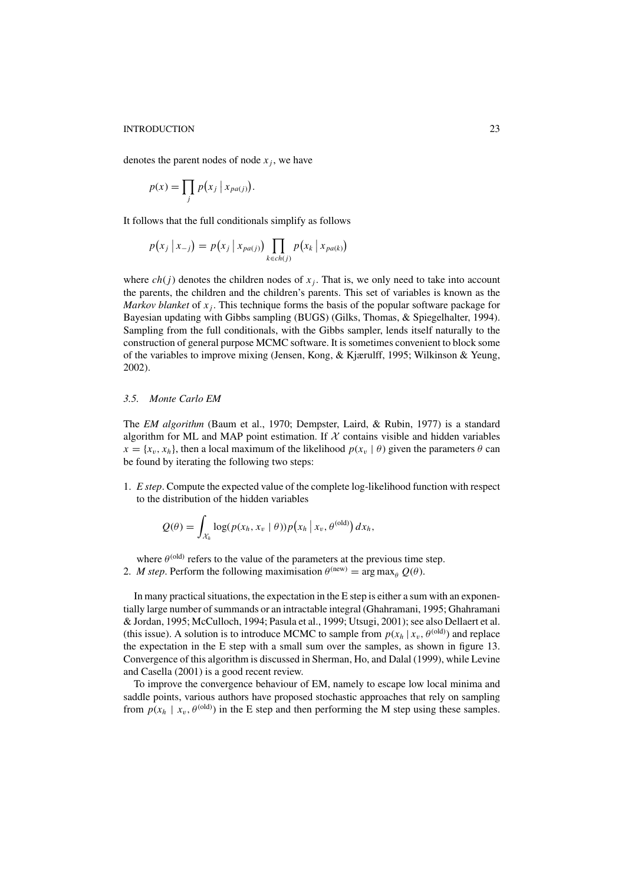denotes the parent nodes of node $x_j$, we have

$$p(x) = \prod_j p\big(x_j \mid x_{pa(j)}\big).$$

It follows that the full conditionals simplify as follows

$$p\big(x_j \mid x_{-j}\big) = p\big(x_j \mid x_{pa(j)}\big) \prod_{k \in ch(j)} p\big(x_k \mid x_{pa(k)}\big)$$

where $ch(j)$ denotes the children nodes of $x_j$. That is, we only need to take into account the parents, the children and the children's parents. This set of variables is known as the *Markov blanket* of $x_j$. This technique forms the basis of the popular software package for Bayesian updating with Gibbs sampling (BUGS) (Gilks, Thomas, & Spiegelhalter, 1994). Sampling from the full conditionals, with the Gibbs sampler, lends itself naturally to the construction of general purpose MCMC software. It is sometimes convenient to block some of the variables to improve mixing (Jensen, Kong, & Kjærulff, 1995; Wilkinson & Yeung, 2002).

### *3.5. Monte Carlo EM*

The *EM algorithm* (Baum et al., 1970; Dempster, Laird, & Rubin, 1977) is a standard algorithm for ML and MAP point estimation. If $\mathcal{X}$ contains visible and hidden variables $x = \{x_v, x_h\}$, then a local maximum of the likelihood $p(x_v \mid \theta)$ given the parameters $\theta$ can be found by iterating the following two steps:

1. *E step*. Compute the expected value of the complete log-likelihood function with respect to the distribution of the hidden variables

$$Q(\theta) = \int_{\mathcal{X}_h} \log(p(x_h, x_v \mid \theta)) p\big(x_h \,\big|\, x_v, \theta^{(\text{old})}\big)\, dx_h,$$

   where $\theta^{(\text{old})}$ refers to the value of the parameters at the previous time step.
2. *M step*. Perform the following maximisation $\theta^{(\text{new})} = \arg\max_\theta Q(\theta)$.

In many practical situations, the expectation in the E step is either a sum with an exponentially large number of summands or an intractable integral (Ghahramani, 1995; Ghahramani & Jordan, 1995; McCulloch, 1994; Pasula et al., 1999; Utsugi, 2001); see also Dellaert et al. (this issue). A solution is to introduce MCMC to sample from $p(x_h \mid x_v, \theta^{(\text{old})})$ and replace the expectation in the E step with a small sum over the samples, as shown in figure 13. Convergence of this algorithm is discussed in Sherman, Ho, and Dalal (1999), while Levine and Casella (2001) is a good recent review.

To improve the convergence behaviour of EM, namely to escape low local minima and saddle points, various authors have proposed stochastic approaches that rely on sampling from $p(x_h \mid x_v, \theta^{(\text{old})})$ in the E step and then performing the M step using these samples.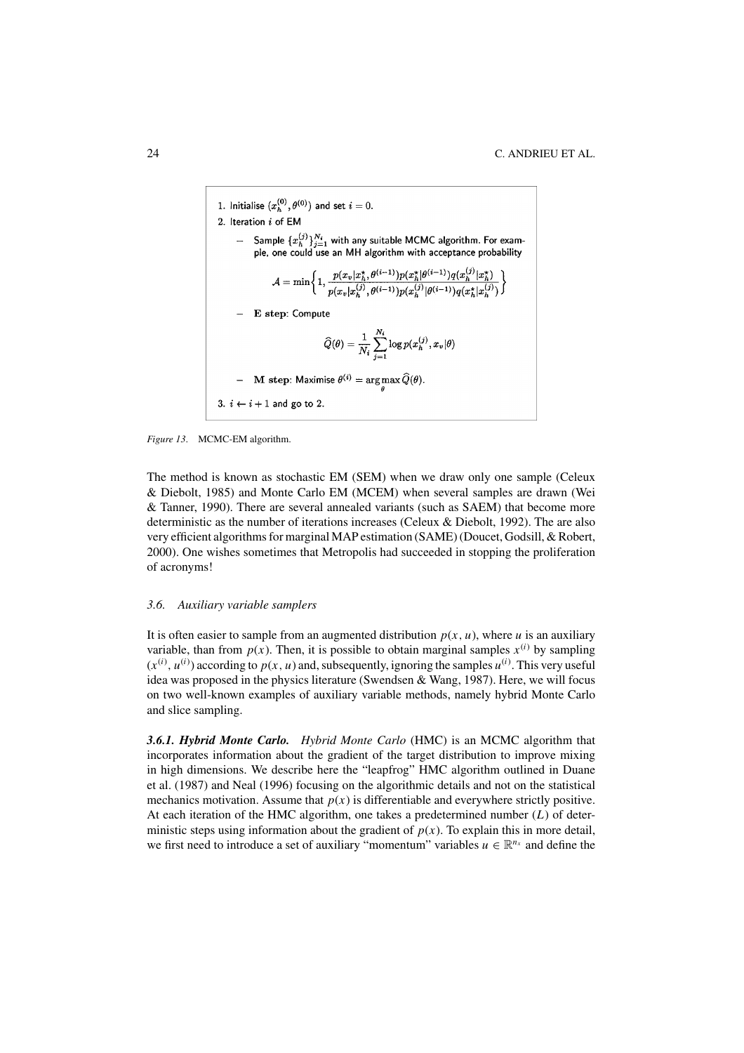1. Initialise $(x_h^{(0)}, \theta^{(0)})$ and set $i = 0$.
2. Iteration $i$ of EM
   - Sample $\{x_h^{(j)}\}_{j=1}^{N_i}$ with any suitable MCMC algorithm. For example, one could use an MH algorithm with acceptance probability

$$\mathcal{A} = \min\left\{1, \frac{p(x_v|x_h^\star, \theta^{(i-1)})p(x_h^\star|\theta^{(i-1)})q(x_h^{(j)}|x_h^\star)}{p(x_v|x_h^{(j)}, \theta^{(i-1)})p(x_h^{(j)}|\theta^{(i-1)})q(x_h^\star|x_h^{(j)})}\right\}$$

   - **E step**: Compute

$$\widehat{Q}(\theta) = \frac{1}{N_i}\sum_{j=1}^{N_i} \log p(x_h^{(j)}, x_v|\theta)$$

   - **M step**: Maximise $\theta^{(i)} = \arg\max_\theta \widehat{Q}(\theta)$.
3. $i \leftarrow i + 1$ and go to 2.

*Figure 13*. MCMC-EM algorithm.

The method is known as stochastic EM (SEM) when we draw only one sample (Celeux & Diebolt, 1985) and Monte Carlo EM (MCEM) when several samples are drawn (Wei & Tanner, 1990). There are several annealed variants (such as SAEM) that become more deterministic as the number of iterations increases (Celeux & Diebolt, 1992). The are also very efficient algorithms for marginal MAP estimation (SAME) (Doucet, Godsill, & Robert, 2000). One wishes sometimes that Metropolis had succeeded in stopping the proliferation of acronyms!

### *3.6. Auxiliary variable samplers*

It is often easier to sample from an augmented distribution $p(x, u)$, where $u$ is an auxiliary variable, than from $p(x)$. Then, it is possible to obtain marginal samples $x^{(i)}$ by sampling $(x^{(i)}, u^{(i)})$ according to $p(x, u)$ and, subsequently, ignoring the samples $u^{(i)}$. This very useful idea was proposed in the physics literature (Swendsen & Wang, 1987). Here, we will focus on two well-known examples of auxiliary variable methods, namely hybrid Monte Carlo and slice sampling.

***3.6.1. Hybrid Monte Carlo.*** *Hybrid Monte Carlo* (HMC) is an MCMC algorithm that incorporates information about the gradient of the target distribution to improve mixing in high dimensions. We describe here the "leapfrog" HMC algorithm outlined in Duane et al. (1987) and Neal (1996) focusing on the algorithmic details and not on the statistical mechanics motivation. Assume that $p(x)$ is differentiable and everywhere strictly positive. At each iteration of the HMC algorithm, one takes a predetermined number ($L$) of deterministic steps using information about the gradient of $p(x)$. To explain this in more detail, we first need to introduce a set of auxiliary "momentum" variables $u \in \mathbb{R}^{n_x}$ and define the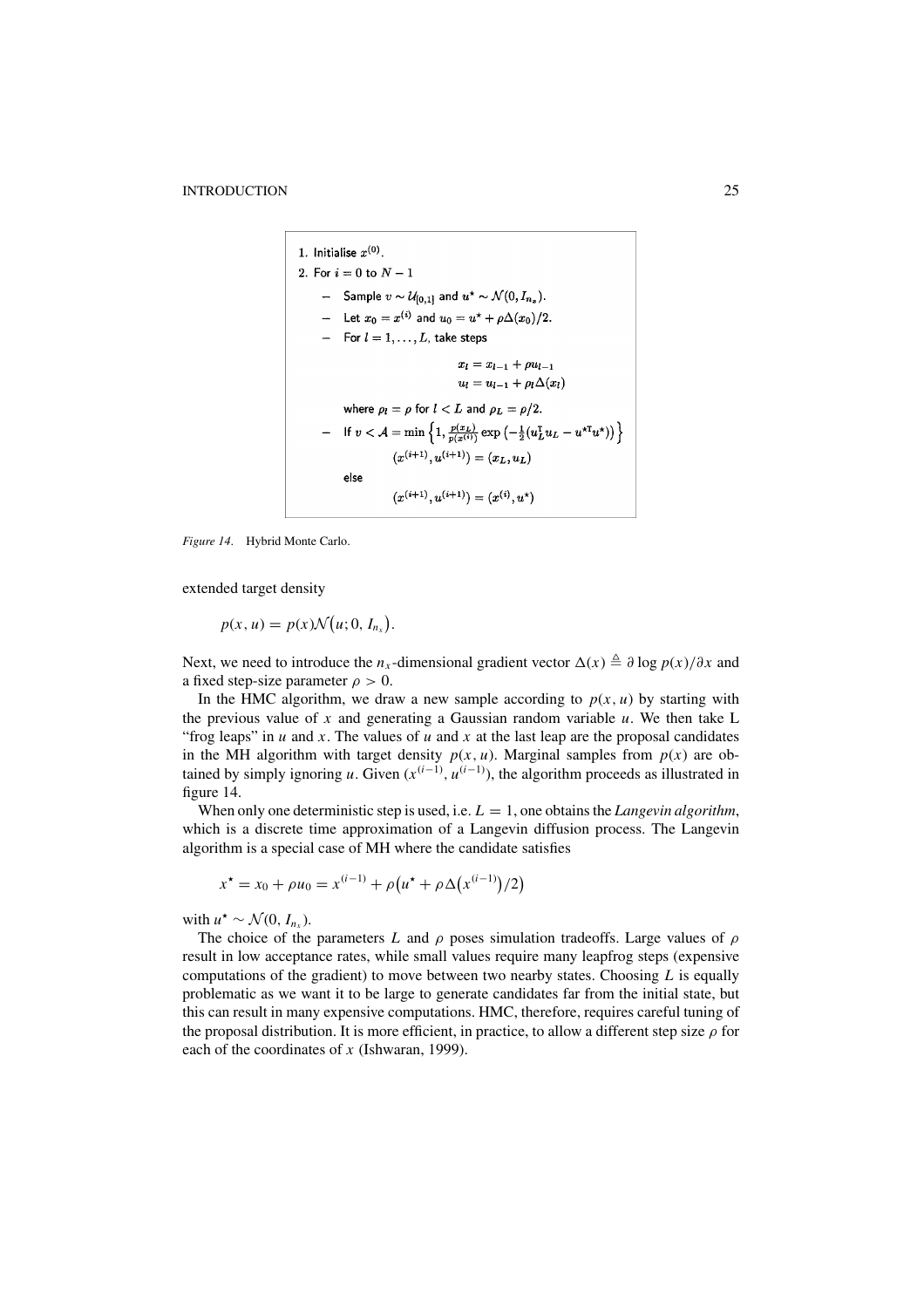1. Initialise $x^{(0)}$.
2. For $i = 0$ to $N - 1$
   - Sample $v \sim \mathcal{U}_{[0,1]}$ and $u^{\star} \sim \mathcal{N}(0, I_{n_x})$.
   - Let $x_0 = x^{(i)}$ and $u_0 = u^{\star} + \rho\Delta(x_0)/2$.
   - For $l = 1, \ldots, L$, take steps

$$x_l = x_{l-1} + \rho u_{l-1}$$
$$u_l = u_{l-1} + \rho_l \Delta(x_l)$$

   where $\rho_l = \rho$ for $l < L$ and $\rho_L = \rho/2$.
   - If $v < \mathcal{A} = \min\left\{1, \frac{p(x_L)}{p(x^{(i)})} \exp\left(-\frac{1}{2}(u_L^{\mathrm{T}} u_L - u^{\star\mathrm{T}} u^{\star})\right)\right\}$

$$(x^{(i+1)}, u^{(i+1)}) = (x_L, u_L)$$

   else

$$(x^{(i+1)}, u^{(i+1)}) = (x^{(i)}, u^{\star})$$

*Figure 14.* Hybrid Monte Carlo.

extended target density

$$p(x, u) = p(x)\mathcal{N}(u; 0, I_{n_x}).$$

Next, we need to introduce the $n_x$-dimensional gradient vector $\Delta(x) \triangleq \partial \log p(x)/\partial x$ and a fixed step-size parameter $\rho > 0$.

In the HMC algorithm, we draw a new sample according to $p(x, u)$ by starting with the previous value of $x$ and generating a Gaussian random variable $u$. We then take L "frog leaps" in $u$ and $x$. The values of $u$ and $x$ at the last leap are the proposal candidates in the MH algorithm with target density $p(x, u)$. Marginal samples from $p(x)$ are obtained by simply ignoring $u$. Given $(x^{(i-1)}, u^{(i-1)})$, the algorithm proceeds as illustrated in figure 14.

When only one deterministic step is used, i.e. $L = 1$, one obtains the *Langevin algorithm*, which is a discrete time approximation of a Langevin diffusion process. The Langevin algorithm is a special case of MH where the candidate satisfies

$$x^{\star} = x_0 + \rho u_0 = x^{(i-1)} + \rho\left(u^{\star} + \rho\Delta\left(x^{(i-1)}\right)/2\right)$$

with $u^{\star} \sim \mathcal{N}(0, I_{n_x})$.

The choice of the parameters $L$ and $\rho$ poses simulation tradeoffs. Large values of $\rho$ result in low acceptance rates, while small values require many leapfrog steps (expensive computations of the gradient) to move between two nearby states. Choosing $L$ is equally problematic as we want it to be large to generate candidates far from the initial state, but this can result in many expensive computations. HMC, therefore, requires careful tuning of the proposal distribution. It is more efficient, in practice, to allow a different step size $\rho$ for each of the coordinates of $x$ (Ishwaran, 1999).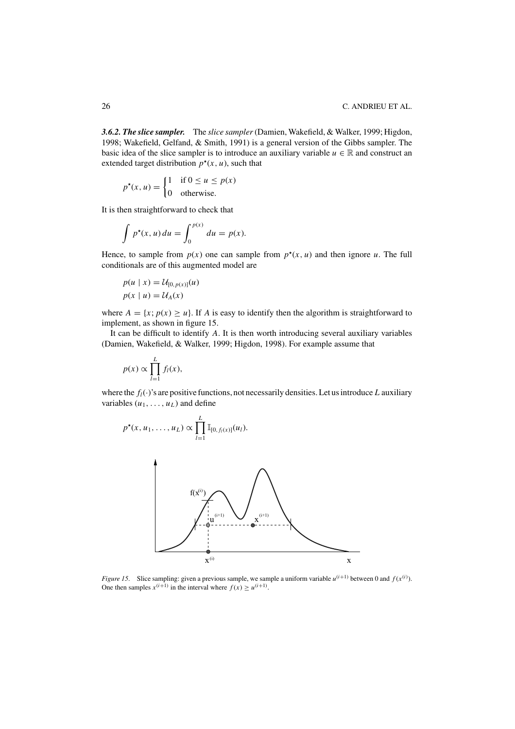***3.6.2. The slice sampler.*** The *slice sampler* (Damien, Wakefield, & Walker, 1999; Higdon, 1998; Wakefield, Gelfand, & Smith, 1991) is a general version of the Gibbs sampler. The basic idea of the slice sampler is to introduce an auxiliary variable $u \in \mathbb{R}$ and construct an extended target distribution $p^\star(x, u)$, such that

$$p^\star(x, u) = \begin{cases} 1 & \text{if } 0 \leq u \leq p(x) \\ 0 & \text{otherwise.} \end{cases}$$

It is then straightforward to check that

$$\int p^\star(x, u)\, du = \int_0^{p(x)} du = p(x).$$

Hence, to sample from $p(x)$ one can sample from $p^\star(x, u)$ and then ignore $u$. The full conditionals are of this augmented model are

$$p(u \mid x) = \mathcal{U}_{[0,\, p(x)]}(u)$$
$$p(x \mid u) = \mathcal{U}_A(x)$$

where $A = \{x;\, p(x) \geq u\}$. If $A$ is easy to identify then the algorithm is straightforward to implement, as shown in figure 15.

It can be difficult to identify $A$. It is then worth introducing several auxiliary variables (Damien, Wakefield, & Walker, 1999; Higdon, 1998). For example assume that

$$p(x) \propto \prod_{l=1}^{L} f_l(x),$$

where the $f_l(\cdot)$'s are positive functions, not necessarily densities. Let us introduce $L$ auxiliary variables $(u_1, \ldots, u_L)$ and define

$$p^\star(x, u_1, \ldots, u_L) \propto \prod_{l=1}^{L} \mathbb{I}_{[0,\, f_l(x)]}(u_l).$$

*Figure 15.* Slice sampling: given a previous sample, we sample a uniform variable $u^{(i+1)}$ between 0 and $f(x^{(i)})$. One then samples $x^{(i+1)}$ in the interval where $f(x) \geq u^{(i+1)}$.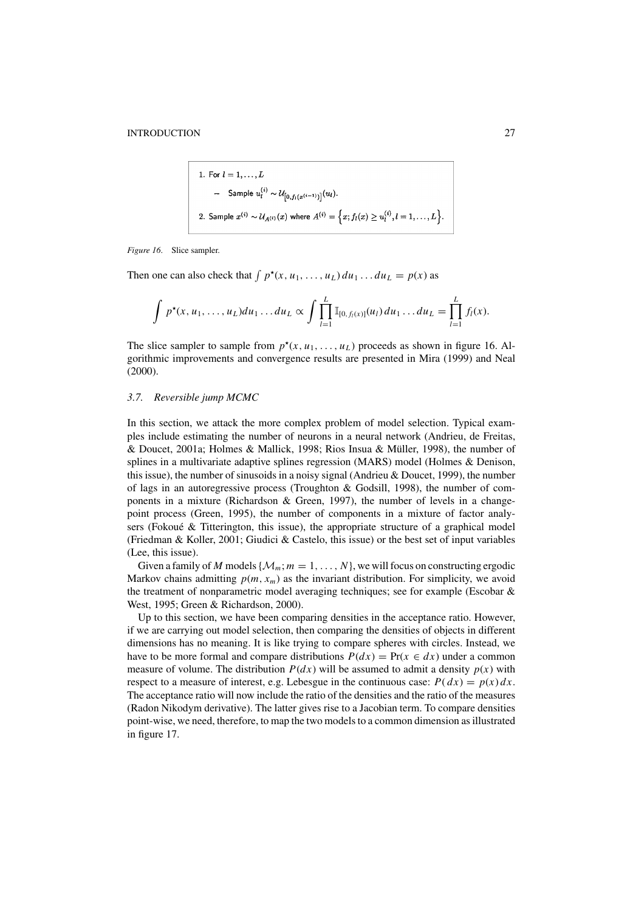1. For $l = 1, \ldots, L$

   – Sample $u_l^{(i)} \sim \mathcal{U}_{[0, f_l(x^{(i-1)})]}(u_l)$.

2. Sample $x^{(i)} \sim \mathcal{U}_{A^{(i)}}(x)$ where $A^{(i)} = \left\{x; f_l(x) \geq u_l^{(i)}, l = 1, \ldots, L\right\}$.

*Figure 16.* Slice sampler.

Then one can also check that $\int p^{\star}(x, u_1, \ldots, u_L)\, du_1 \ldots du_L = p(x)$ as

$$\int p^{\star}(x, u_1, \ldots, u_L) du_1 \ldots du_L \propto \int \prod_{l=1}^{L} \mathbb{I}_{[0, f_l(x)]}(u_l)\, du_1 \ldots du_L = \prod_{l=1}^{L} f_l(x).$$

The slice sampler to sample from $p^{\star}(x, u_1, \ldots, u_L)$ proceeds as shown in figure 16. Algorithmic improvements and convergence results are presented in Mira (1999) and Neal (2000).

### 3.7. Reversible jump MCMC

In this section, we attack the more complex problem of model selection. Typical examples include estimating the number of neurons in a neural network (Andrieu, de Freitas, & Doucet, 2001a; Holmes & Mallick, 1998; Rios Insua & Müller, 1998), the number of splines in a multivariate adaptive splines regression (MARS) model (Holmes & Denison, this issue), the number of sinusoids in a noisy signal (Andrieu & Doucet, 1999), the number of lags in an autoregressive process (Troughton & Godsill, 1998), the number of components in a mixture (Richardson & Green, 1997), the number of levels in a change-point process (Green, 1995), the number of components in a mixture of factor analysers (Fokoué & Titterington, this issue), the appropriate structure of a graphical model (Friedman & Koller, 2001; Giudici & Castelo, this issue) or the best set of input variables (Lee, this issue).

Given a family of *M* models $\{\mathcal{M}_m; m = 1, \ldots, N\}$, we will focus on constructing ergodic Markov chains admitting $p(m, x_m)$ as the invariant distribution. For simplicity, we avoid the treatment of nonparametric model averaging techniques; see for example (Escobar & West, 1995; Green & Richardson, 2000).

Up to this section, we have been comparing densities in the acceptance ratio. However, if we are carrying out model selection, then comparing the densities of objects in different dimensions has no meaning. It is like trying to compare spheres with circles. Instead, we have to be more formal and compare distributions $P(dx) = \Pr(x \in dx)$ under a common measure of volume. The distribution $P(dx)$ will be assumed to admit a density $p(x)$ with respect to a measure of interest, e.g. Lebesgue in the continuous case: $P(dx) = p(x)\, dx$. The acceptance ratio will now include the ratio of the densities and the ratio of the measures (Radon Nikodym derivative). The latter gives rise to a Jacobian term. To compare densities point-wise, we need, therefore, to map the two models to a common dimension as illustrated in figure 17.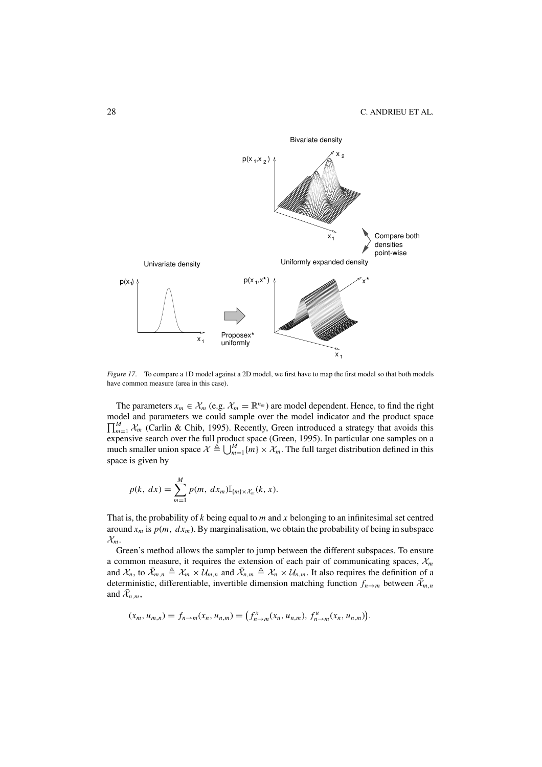*Figure 17*. To compare a 1D model against a 2D model, we first have to map the first model so that both models have common measure (area in this case).

The parameters $x_m \in \mathcal{X}_m$ (e.g. $\mathcal{X}_m = \mathbb{R}^{n_m}$) are model dependent. Hence, to find the right model and parameters we could sample over the model indicator and the product space $\prod_{m=1}^{M} \mathcal{X}_m$ (Carlin & Chib, 1995). Recently, Green introduced a strategy that avoids this expensive search over the full product space (Green, 1995). In particular one samples on a much smaller union space $\mathcal{X} \triangleq \bigcup_{m=1}^{M} \{m\} \times \mathcal{X}_m$. The full target distribution defined in this space is given by

$$p(k,\, dx) = \sum_{m=1}^{M} p(m,\, dx_m) \mathbb{I}_{\{m\} \times \mathcal{X}_m}(k, x).$$

That is, the probability of $k$ being equal to $m$ and $x$ belonging to an infinitesimal set centred around $x_m$ is $p(m,\, dx_m)$. By marginalisation, we obtain the probability of being in subspace $\mathcal{X}_m$.

Green's method allows the sampler to jump between the different subspaces. To ensure a common measure, it requires the extension of each pair of communicating spaces, $\mathcal{X}_m$ and $\mathcal{X}_n$, to $\bar{\mathcal{X}}_{m,n} \triangleq \mathcal{X}_m \times \mathcal{U}_{m,n}$ and $\bar{\mathcal{X}}_{n,m} \triangleq \mathcal{X}_n \times \mathcal{U}_{n,m}$. It also requires the definition of a deterministic, differentiable, invertible dimension matching function $f_{n \to m}$ between $\bar{\mathcal{X}}_{m,n}$ and $\bar{\mathcal{X}}_{n,m}$,

$$(x_m, u_{m,n}) = f_{n \to m}(x_n, u_{n,m}) = \left(f^{x}_{n \to m}(x_n, u_{n,m}),\, f^{u}_{n \to m}(x_n, u_{n,m})\right).$$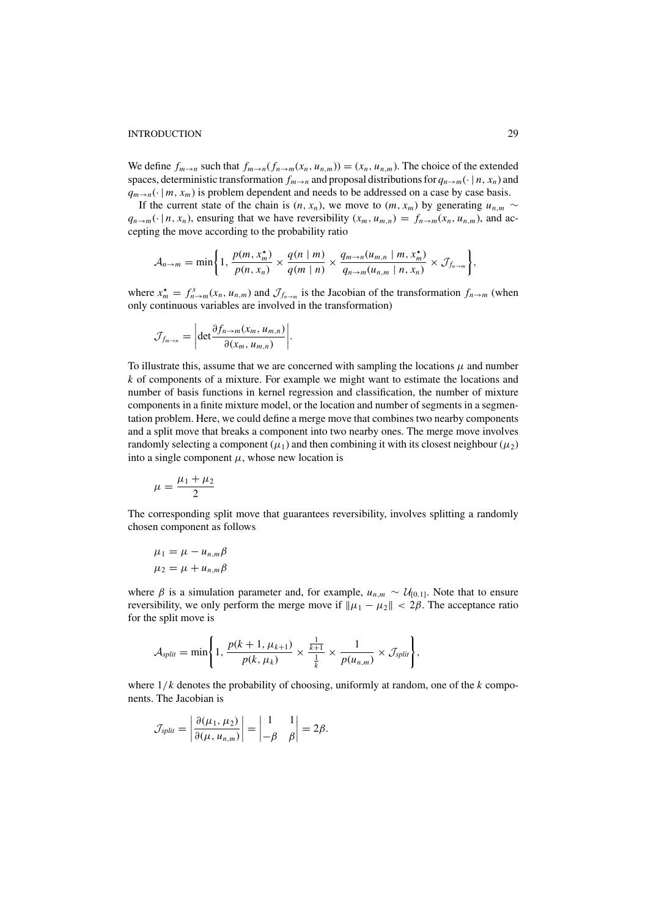We define $f_{m\to n}$ such that $f_{m\to n}(f_{n\to m}(x_n, u_{n,m})) = (x_n, u_{n,m})$. The choice of the extended spaces, deterministic transformation $f_{m\to n}$ and proposal distributions for $q_{n\to m}(\cdot \mid n, x_n)$ and $q_{m\to n}(\cdot \mid m, x_m)$ is problem dependent and needs to be addressed on a case by case basis.

If the current state of the chain is $(n, x_n)$, we move to $(m, x_m)$ by generating $u_{n,m} \sim q_{n\to m}(\cdot \mid n, x_n)$, ensuring that we have reversibility $(x_m, u_{m,n}) = f_{n\to m}(x_n, u_{n,m})$, and accepting the move according to the probability ratio

$$\mathcal{A}_{n\to m} = \min\left\{1, \frac{p(m, x_m^\star)}{p(n, x_n)} \times \frac{q(n \mid m)}{q(m \mid n)} \times \frac{q_{m\to n}(u_{m,n} \mid m, x_m^\star)}{q_{n\to m}(u_{n,m} \mid n, x_n)} \times \mathcal{J}_{f_{n\to m}}\right\},$$

where $x_m^\star = f_{n\to m}^x(x_n, u_{n,m})$ and $\mathcal{J}_{f_{n\to m}}$ is the Jacobian of the transformation $f_{n\to m}$ (when only continuous variables are involved in the transformation)

$$\mathcal{J}_{f_{m\to n}} = \left|\det \frac{\partial f_{n\to m}(x_m, u_{m,n})}{\partial(x_m, u_{m,n})}\right|.$$

To illustrate this, assume that we are concerned with sampling the locations $\mu$ and number $k$ of components of a mixture. For example we might want to estimate the locations and number of basis functions in kernel regression and classification, the number of mixture components in a finite mixture model, or the location and number of segments in a segmentation problem. Here, we could define a merge move that combines two nearby components and a split move that breaks a component into two nearby ones. The merge move involves randomly selecting a component ($\mu_1$) and then combining it with its closest neighbour ($\mu_2$) into a single component $\mu$, whose new location is

$$\mu = \frac{\mu_1 + \mu_2}{2}$$

The corresponding split move that guarantees reversibility, involves splitting a randomly chosen component as follows

$$\mu_1 = \mu - u_{n,m}\beta$$
$$\mu_2 = \mu + u_{n,m}\beta$$

where $\beta$ is a simulation parameter and, for example, $u_{n,m} \sim \mathcal{U}_{[0,1]}$. Note that to ensure reversibility, we only perform the merge move if $\|\mu_1 - \mu_2\| < 2\beta$. The acceptance ratio for the split move is

$$\mathcal{A}_{split} = \min\left\{1, \frac{p(k+1, \mu_{k+1})}{p(k, \mu_k)} \times \frac{\frac{1}{k+1}}{\frac{1}{k}} \times \frac{1}{p(u_{n,m})} \times \mathcal{J}_{split}\right\},$$

where $1/k$ denotes the probability of choosing, uniformly at random, one of the $k$ components. The Jacobian is

$$\mathcal{J}_{split} = \left|\frac{\partial(\mu_1, \mu_2)}{\partial(\mu, u_{n,m})}\right| = \begin{vmatrix} 1 & 1 \\ -\beta & \beta \end{vmatrix} = 2\beta.$$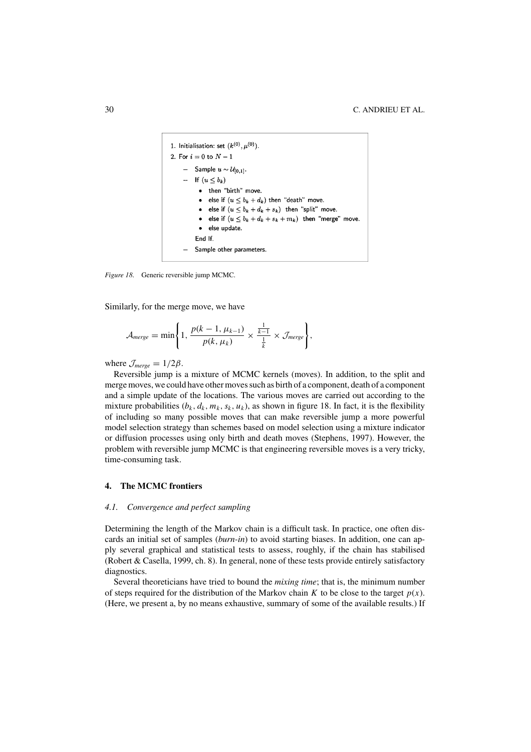```
1. Initialisation: set (k^(0), μ^(0)).
2. For i = 0 to N − 1
   – Sample u ~ U_[0,1].
   – If (u ≤ b_k)
       • then "birth" move.
       • else if (u ≤ b_k + d_k) then "death" move.
       • else if (u ≤ b_k + d_k + s_k) then "split" move.
       • else if (u ≤ b_k + d_k + s_k + m_k) then "merge" move.
       • else update.
     End If.
   – Sample other parameters.
```

*Figure 18.* Generic reversible jump MCMC.

Similarly, for the merge move, we have

$$\mathcal{A}_{merge} = \min\left\{1, \frac{p(k-1, \mu_{k-1})}{p(k, \mu_k)} \times \frac{\frac{1}{k-1}}{\frac{1}{k}} \times \mathcal{J}_{merge}\right\},$$

where $\mathcal{J}_{merge} = 1/2\beta$.

Reversible jump is a mixture of MCMC kernels (moves). In addition, to the split and merge moves, we could have other moves such as birth of a component, death of a component and a simple update of the locations. The various moves are carried out according to the mixture probabilities $(b_k, d_k, m_k, s_k, u_k)$, as shown in figure 18. In fact, it is the flexibility of including so many possible moves that can make reversible jump a more powerful model selection strategy than schemes based on model selection using a mixture indicator or diffusion processes using only birth and death moves (Stephens, 1997). However, the problem with reversible jump MCMC is that engineering reversible moves is a very tricky, time-consuming task.

## 4. The MCMC frontiers

### 4.1. Convergence and perfect sampling

Determining the length of the Markov chain is a difficult task. In practice, one often discards an initial set of samples (*burn-in*) to avoid starting biases. In addition, one can apply several graphical and statistical tests to assess, roughly, if the chain has stabilised (Robert & Casella, 1999, ch. 8). In general, none of these tests provide entirely satisfactory diagnostics.

Several theoreticians have tried to bound the *mixing time*; that is, the minimum number of steps required for the distribution of the Markov chain $K$ to be close to the target $p(x)$. (Here, we present a, by no means exhaustive, summary of some of the available results.) If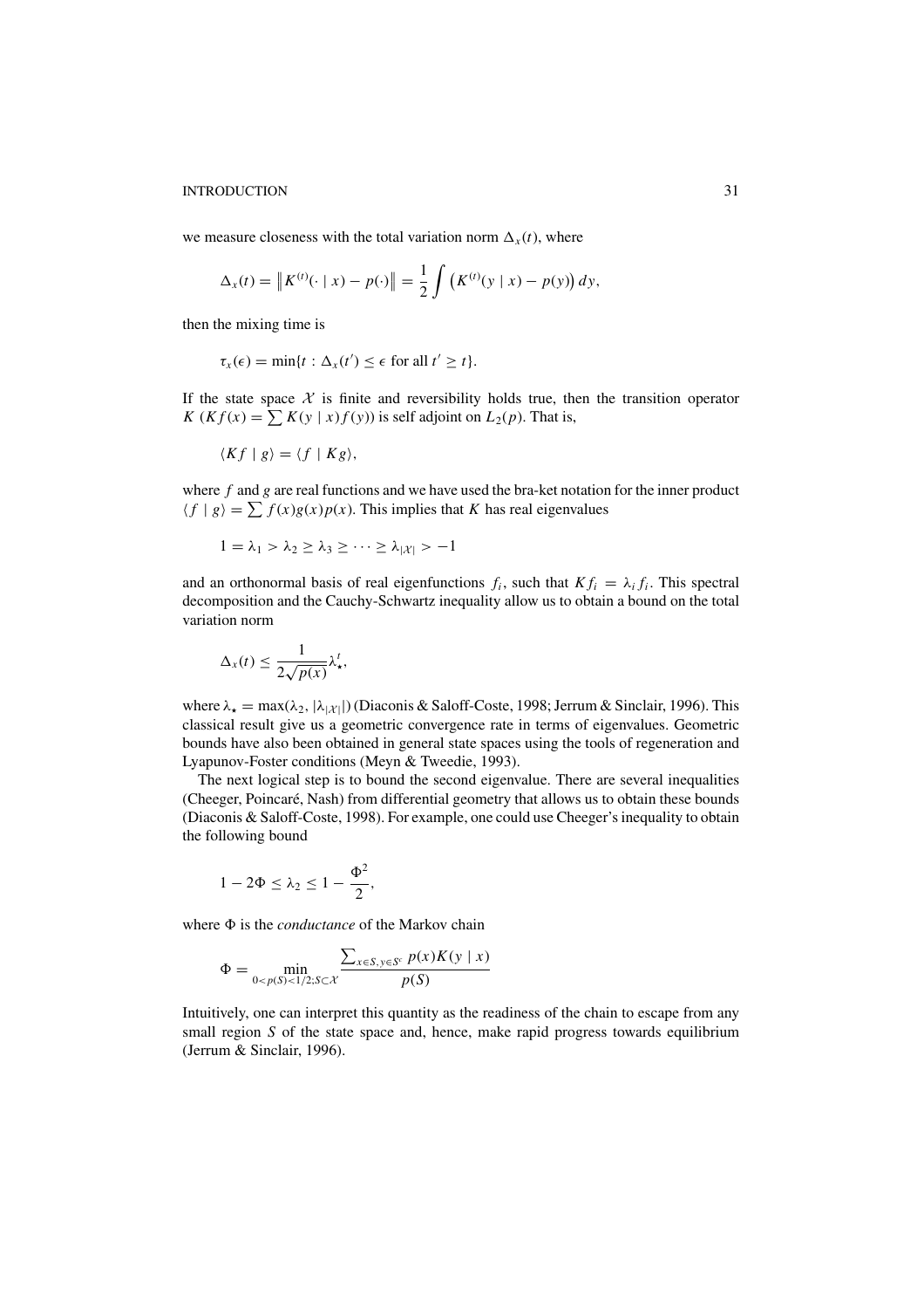we measure closeness with the total variation norm $\Delta_x(t)$, where

$$\Delta_x(t) = \left\| K^{(t)}(\cdot \mid x) - p(\cdot) \right\| = \frac{1}{2} \int \left( K^{(t)}(y \mid x) - p(y) \right) dy,$$

then the mixing time is

$$\tau_x(\epsilon) = \min\{t : \Delta_x(t') \leq \epsilon \text{ for all } t' \geq t\}.$$

If the state space $\mathcal{X}$ is finite and reversibility holds true, then the transition operator $K$ ($Kf(x) = \sum K(y \mid x) f(y)$) is self adjoint on $L_2(p)$. That is,

$$\langle Kf \mid g \rangle = \langle f \mid Kg \rangle,$$

where $f$ and $g$ are real functions and we have used the bra-ket notation for the inner product $\langle f \mid g \rangle = \sum f(x) g(x) p(x)$. This implies that $K$ has real eigenvalues

$$1 = \lambda_1 > \lambda_2 \geq \lambda_3 \geq \cdots \geq \lambda_{|\mathcal{X}|} > -1$$

and an orthonormal basis of real eigenfunctions $f_i$, such that $Kf_i = \lambda_i f_i$. This spectral decomposition and the Cauchy-Schwartz inequality allow us to obtain a bound on the total variation norm

$$\Delta_x(t) \leq \frac{1}{2\sqrt{p(x)}} \lambda_\star^t,$$

where $\lambda_\star = \max(\lambda_2, |\lambda_{|\mathcal{X}|}|)$ (Diaconis & Saloff-Coste, 1998; Jerrum & Sinclair, 1996). This classical result give us a geometric convergence rate in terms of eigenvalues. Geometric bounds have also been obtained in general state spaces using the tools of regeneration and Lyapunov-Foster conditions (Meyn & Tweedie, 1993).

The next logical step is to bound the second eigenvalue. There are several inequalities (Cheeger, Poincaré, Nash) from differential geometry that allows us to obtain these bounds (Diaconis & Saloff-Coste, 1998). For example, one could use Cheeger's inequality to obtain the following bound

$$1 - 2\Phi \leq \lambda_2 \leq 1 - \frac{\Phi^2}{2},$$

where $\Phi$ is the *conductance* of the Markov chain

$$\Phi = \min_{0 < p(S) < 1/2; S \subset \mathcal{X}} \frac{\sum_{x \in S, y \in S^c} p(x) K(y \mid x)}{p(S)}$$

Intuitively, one can interpret this quantity as the readiness of the chain to escape from any small region $S$ of the state space and, hence, make rapid progress towards equilibrium (Jerrum & Sinclair, 1996).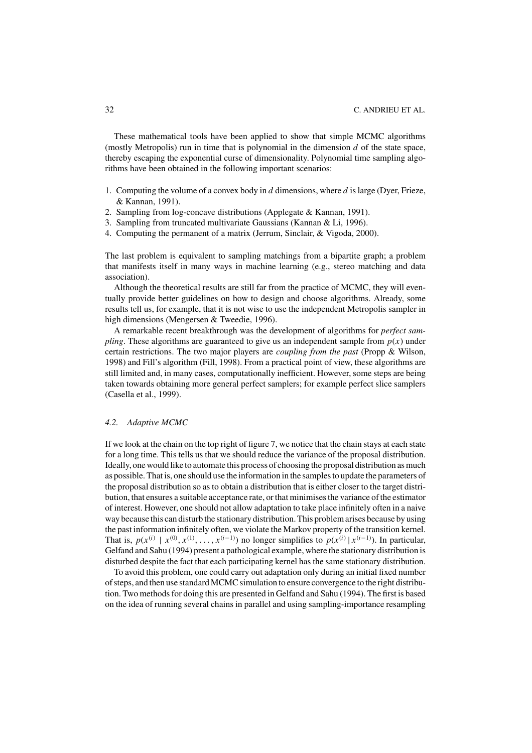These mathematical tools have been applied to show that simple MCMC algorithms (mostly Metropolis) run in time that is polynomial in the dimension $d$ of the state space, thereby escaping the exponential curse of dimensionality. Polynomial time sampling algorithms have been obtained in the following important scenarios:

1. Computing the volume of a convex body in $d$ dimensions, where $d$ is large (Dyer, Frieze, & Kannan, 1991).
2. Sampling from log-concave distributions (Applegate & Kannan, 1991).
3. Sampling from truncated multivariate Gaussians (Kannan & Li, 1996).
4. Computing the permanent of a matrix (Jerrum, Sinclair, & Vigoda, 2000).

The last problem is equivalent to sampling matchings from a bipartite graph; a problem that manifests itself in many ways in machine learning (e.g., stereo matching and data association).

Although the theoretical results are still far from the practice of MCMC, they will eventually provide better guidelines on how to design and choose algorithms. Already, some results tell us, for example, that it is not wise to use the independent Metropolis sampler in high dimensions (Mengersen & Tweedie, 1996).

A remarkable recent breakthrough was the development of algorithms for *perfect sampling*. These algorithms are guaranteed to give us an independent sample from $p(x)$ under certain restrictions. The two major players are *coupling from the past* (Propp & Wilson, 1998) and Fill's algorithm (Fill, 1998). From a practical point of view, these algorithms are still limited and, in many cases, computationally inefficient. However, some steps are being taken towards obtaining more general perfect samplers; for example perfect slice samplers (Casella et al., 1999).

### 4.2. Adaptive MCMC

If we look at the chain on the top right of figure 7, we notice that the chain stays at each state for a long time. This tells us that we should reduce the variance of the proposal distribution. Ideally, one would like to automate this process of choosing the proposal distribution as much as possible. That is, one should use the information in the samples to update the parameters of the proposal distribution so as to obtain a distribution that is either closer to the target distribution, that ensures a suitable acceptance rate, or that minimises the variance of the estimator of interest. However, one should not allow adaptation to take place infinitely often in a naive way because this can disturb the stationary distribution. This problem arises because by using the past information infinitely often, we violate the Markov property of the transition kernel. That is, $p(x^{(i)} \mid x^{(0)}, x^{(1)}, \ldots, x^{(i-1)})$ no longer simplifies to $p(x^{(i)} \mid x^{(i-1)})$. In particular, Gelfand and Sahu (1994) present a pathological example, where the stationary distribution is disturbed despite the fact that each participating kernel has the same stationary distribution.

To avoid this problem, one could carry out adaptation only during an initial fixed number of steps, and then use standard MCMC simulation to ensure convergence to the right distribution. Two methods for doing this are presented in Gelfand and Sahu (1994). The first is based on the idea of running several chains in parallel and using sampling-importance resampling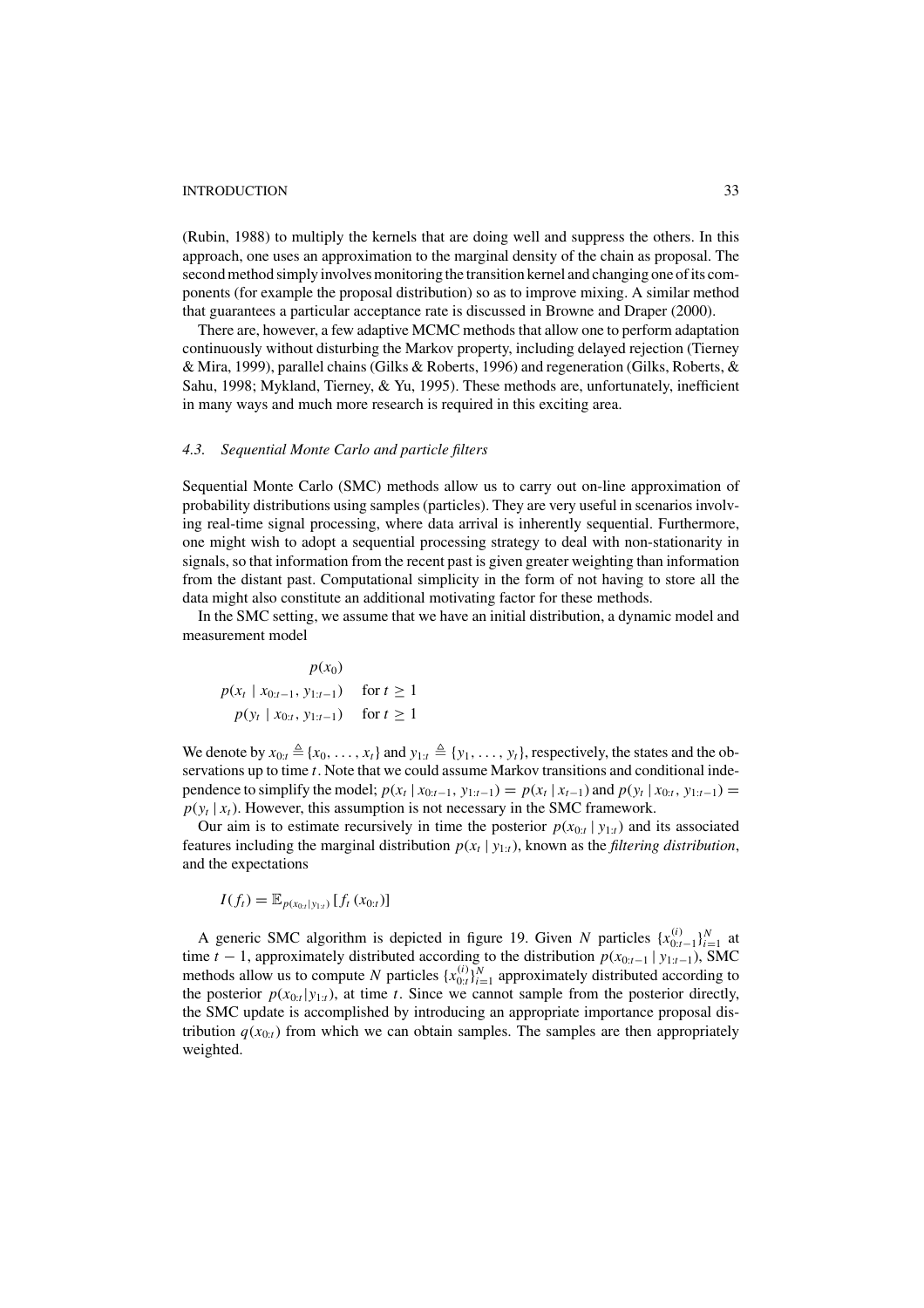(Rubin, 1988) to multiply the kernels that are doing well and suppress the others. In this approach, one uses an approximation to the marginal density of the chain as proposal. The second method simply involves monitoring the transition kernel and changing one of its components (for example the proposal distribution) so as to improve mixing. A similar method that guarantees a particular acceptance rate is discussed in Browne and Draper (2000).

There are, however, a few adaptive MCMC methods that allow one to perform adaptation continuously without disturbing the Markov property, including delayed rejection (Tierney & Mira, 1999), parallel chains (Gilks & Roberts, 1996) and regeneration (Gilks, Roberts, & Sahu, 1998; Mykland, Tierney, & Yu, 1995). These methods are, unfortunately, inefficient in many ways and much more research is required in this exciting area.

### 4.3. Sequential Monte Carlo and particle filters

Sequential Monte Carlo (SMC) methods allow us to carry out on-line approximation of probability distributions using samples (particles). They are very useful in scenarios involving real-time signal processing, where data arrival is inherently sequential. Furthermore, one might wish to adopt a sequential processing strategy to deal with non-stationarity in signals, so that information from the recent past is given greater weighting than information from the distant past. Computational simplicity in the form of not having to store all the data might also constitute an additional motivating factor for these methods.

In the SMC setting, we assume that we have an initial distribution, a dynamic model and measurement model

$$
\begin{aligned}
&p(x_0) \\
&p(x_t \mid x_{0:t-1}, y_{1:t-1}) \quad \text{for } t \geq 1 \\
&p(y_t \mid x_{0:t}, y_{1:t-1}) \quad \text{for } t \geq 1
\end{aligned}
$$

We denote by $x_{0:t} \triangleq \{x_0, \ldots, x_t\}$ and $y_{1:t} \triangleq \{y_1, \ldots, y_t\}$, respectively, the states and the observations up to time $t$. Note that we could assume Markov transitions and conditional independence to simplify the model; $p(x_t \mid x_{0:t-1}, y_{1:t-1}) = p(x_t \mid x_{t-1})$ and $p(y_t \mid x_{0:t}, y_{1:t-1}) = p(y_t \mid x_t)$. However, this assumption is not necessary in the SMC framework.

Our aim is to estimate recursively in time the posterior $p(x_{0:t} \mid y_{1:t})$ and its associated features including the marginal distribution $p(x_t \mid y_{1:t})$, known as the *filtering distribution*, and the expectations

$$
I(f_t) = \mathbb{E}_{p(x_{0:t} \mid y_{1:t})}[f_t(x_{0:t})]
$$

A generic SMC algorithm is depicted in figure 19. Given $N$ particles $\{x_{0:t-1}^{(i)}\}_{i=1}^N$ at time $t-1$, approximately distributed according to the distribution $p(x_{0:t-1} \mid y_{1:t-1})$, SMC methods allow us to compute $N$ particles $\{x_{0:t}^{(i)}\}_{i=1}^N$ approximately distributed according to the posterior $p(x_{0:t} \mid y_{1:t})$, at time $t$. Since we cannot sample from the posterior directly, the SMC update is accomplished by introducing an appropriate importance proposal distribution $q(x_{0:t})$ from which we can obtain samples. The samples are then appropriately weighted.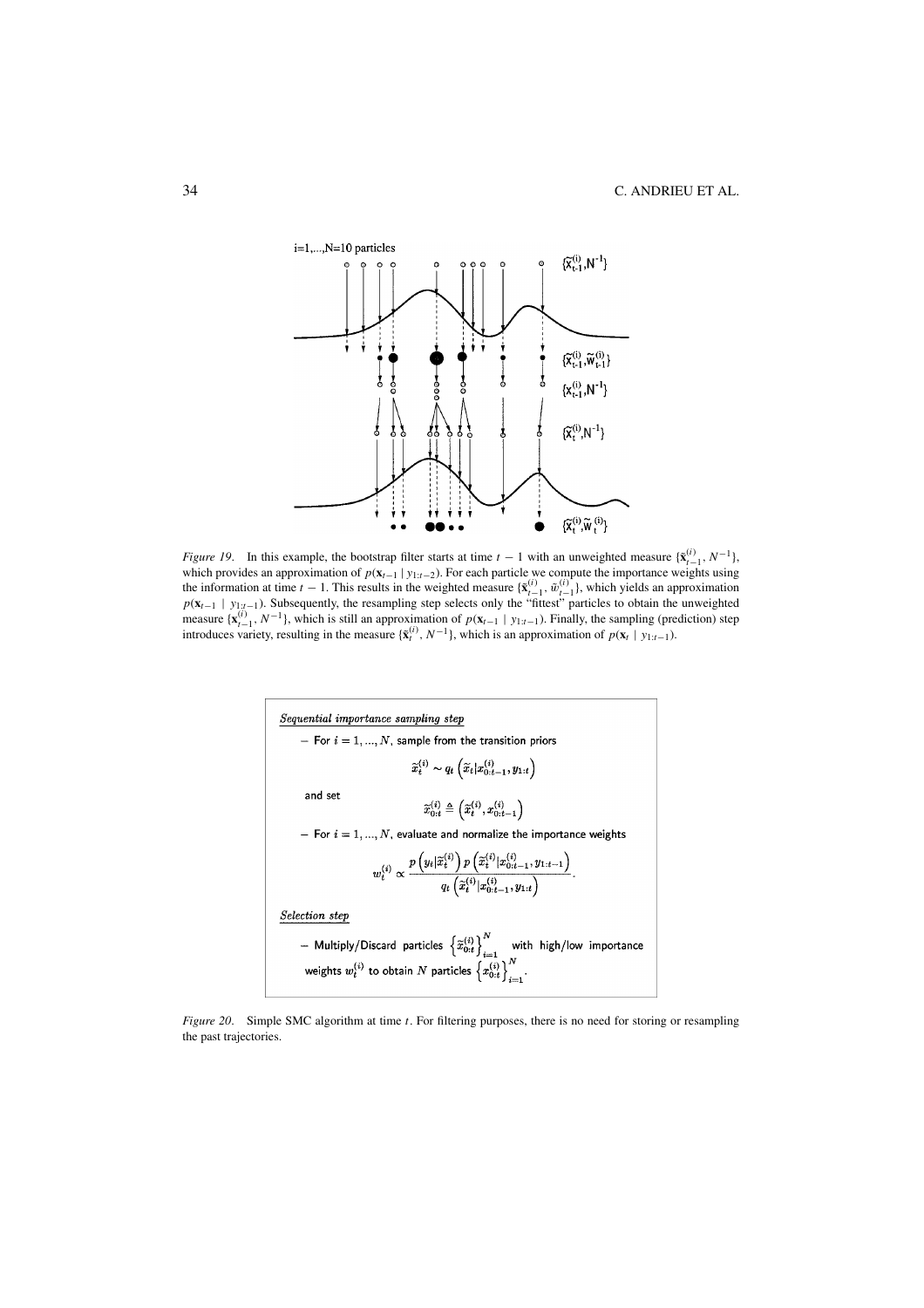*Figure 19*. In this example, the bootstrap filter starts at time $t-1$ with an unweighted measure $\{\tilde{\mathbf{x}}_{t-1}^{(i)}, N^{-1}\}$, which provides an approximation of $p(\mathbf{x}_{t-1} \mid y_{1:t-2})$. For each particle we compute the importance weights using the information at time $t-1$. This results in the weighted measure $\{\tilde{\mathbf{x}}_{t-1}^{(i)}, \tilde{w}_{t-1}^{(i)}\}$, which yields an approximation $p(\mathbf{x}_{t-1} \mid y_{1:t-1})$. Subsequently, the resampling step selects only the "fittest" particles to obtain the unweighted measure $\{\mathbf{x}_{t-1}^{(i)}, N^{-1}\}$, which is still an approximation of $p(\mathbf{x}_{t-1} \mid y_{1:t-1})$. Finally, the sampling (prediction) step introduces variety, resulting in the measure $\{\tilde{\mathbf{x}}_{t}^{(i)}, N^{-1}\}$, which is an approximation of $p(\mathbf{x}_{t} \mid y_{1:t-1})$.

*Sequential importance sampling step*

- For $i = 1, ..., N$, sample from the transition priors

$$\widetilde{x}_t^{(i)} \sim q_t\left(\widetilde{x}_t | x_{0:t-1}^{(i)}, y_{1:t}\right)$$

and set

$$\widetilde{x}_{0:t}^{(i)} \triangleq \left(\widetilde{x}_t^{(i)}, x_{0:t-1}^{(i)}\right)$$

- For $i = 1, ..., N$, evaluate and normalize the importance weights

$$w_t^{(i)} \propto \frac{p\left(y_t|\widetilde{x}_t^{(i)}\right) p\left(\widetilde{x}_t^{(i)}|x_{0:t-1}^{(i)}, y_{1:t-1}\right)}{q_t\left(\widetilde{x}_t^{(i)}|x_{0:t-1}^{(i)}, y_{1:t}\right)}.$$

*Selection step*

- Multiply/Discard particles $\left\{\widetilde{x}_{0:t}^{(i)}\right\}_{i=1}^{N}$ with high/low importance weights $w_t^{(i)}$ to obtain $N$ particles $\left\{x_{0:t}^{(i)}\right\}_{i=1}^{N}$.

*Figure 20*. Simple SMC algorithm at time $t$. For filtering purposes, there is no need for storing or resampling the past trajectories.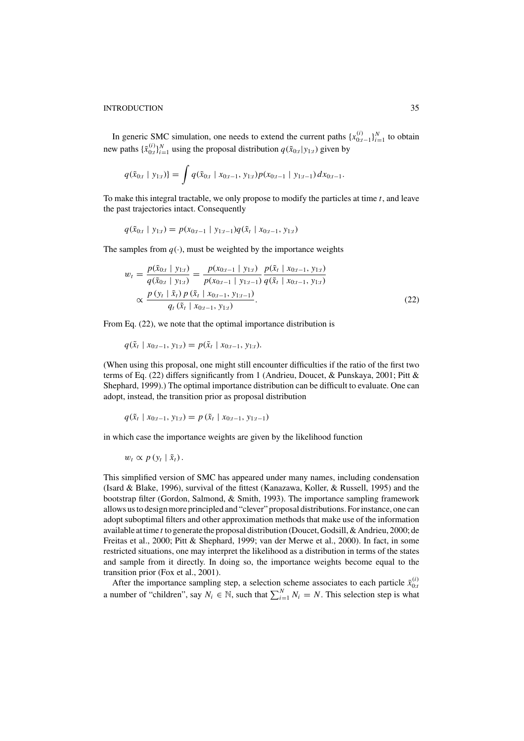In generic SMC simulation, one needs to extend the current paths $\{x_{0:t-1}^{(i)}\}_{i=1}^{N}$ to obtain new paths $\{\tilde{x}_{0:t}^{(i)}\}_{i=1}^{N}$ using the proposal distribution $q(\tilde{x}_{0:t}|y_{1:t})$ given by

$$q(\tilde{x}_{0:t} \mid y_{1:t})\} = \int q(\tilde{x}_{0:t} \mid x_{0:t-1}, y_{1:t}) p(x_{0:t-1} \mid y_{1:t-1})\, dx_{0:t-1}.$$

To make this integral tractable, we only propose to modify the particles at time $t$, and leave the past trajectories intact. Consequently

$$q(\tilde{x}_{0:t} \mid y_{1:t}) = p(x_{0:t-1} \mid y_{1:t-1}) q(\tilde{x}_t \mid x_{0:t-1}, y_{1:t})$$

The samples from $q(\cdot)$, must be weighted by the importance weights

$$\begin{aligned} w_t &= \frac{p(\tilde{x}_{0:t} \mid y_{1:t})}{q(\tilde{x}_{0:t} \mid y_{1:t})} = \frac{p(x_{0:t-1} \mid y_{1:t})}{p(x_{0:t-1} \mid y_{1:t-1})} \frac{p(\tilde{x}_t \mid x_{0:t-1}, y_{1:t})}{q(\tilde{x}_t \mid x_{0:t-1}, y_{1:t})} \\ &\propto \frac{p\left(y_t \mid \tilde{x}_t\right) p\left(\tilde{x}_t \mid x_{0:t-1}, y_{1:t-1}\right)}{q_t\left(\tilde{x}_t \mid x_{0:t-1}, y_{1:t}\right)}. \end{aligned} \tag{22}$$

From Eq. (22), we note that the optimal importance distribution is

$$q(\tilde{x}_t \mid x_{0:t-1}, y_{1:t}) = p(\tilde{x}_t \mid x_{0:t-1}, y_{1:t}).$$

(When using this proposal, one might still encounter difficulties if the ratio of the first two terms of Eq. (22) differs significantly from 1 (Andrieu, Doucet, & Punskaya, 2001; Pitt & Shephard, 1999).) The optimal importance distribution can be difficult to evaluate. One can adopt, instead, the transition prior as proposal distribution

$$q(\tilde{x}_t \mid x_{0:t-1}, y_{1:t}) = p\left(\tilde{x}_t \mid x_{0:t-1}, y_{1:t-1}\right)$$

in which case the importance weights are given by the likelihood function

$$w_t \propto p\left(y_t \mid \tilde{x}_t\right).$$

This simplified version of SMC has appeared under many names, including condensation (Isard & Blake, 1996), survival of the fittest (Kanazawa, Koller, & Russell, 1995) and the bootstrap filter (Gordon, Salmond, & Smith, 1993). The importance sampling framework allows us to design more principled and "clever" proposal distributions. For instance, one can adopt suboptimal filters and other approximation methods that make use of the information available at time $t$ to generate the proposal distribution (Doucet, Godsill, & Andrieu, 2000; de Freitas et al., 2000; Pitt & Shephard, 1999; van der Merwe et al., 2000). In fact, in some restricted situations, one may interpret the likelihood as a distribution in terms of the states and sample from it directly. In doing so, the importance weights become equal to the transition prior (Fox et al., 2001).

After the importance sampling step, a selection scheme associates to each particle $\tilde{x}_{0:t}^{(i)}$ a number of "children", say $N_i \in \mathbb{N}$, such that $\sum_{i=1}^{N} N_i = N$. This selection step is what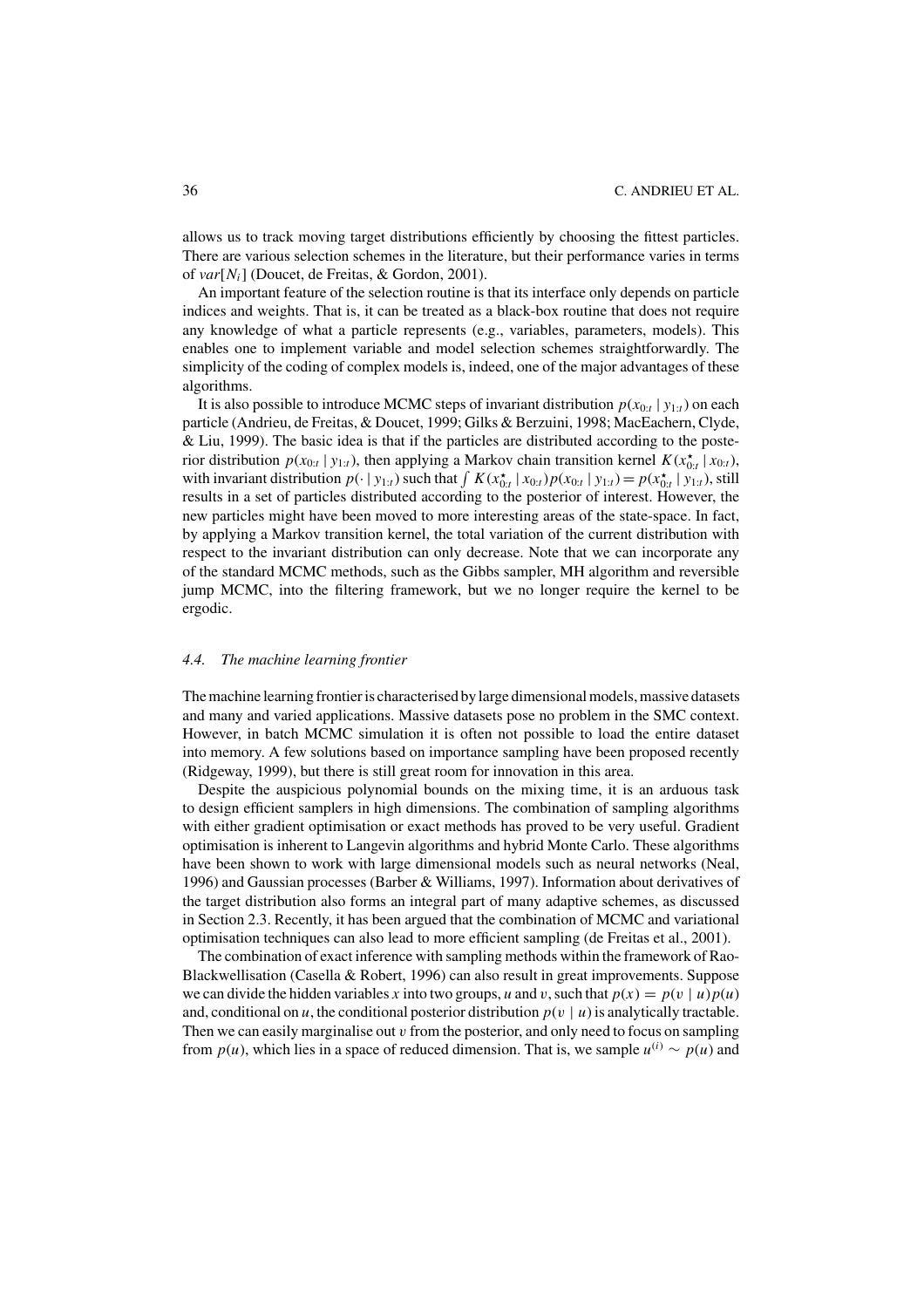allows us to track moving target distributions efficiently by choosing the fittest particles. There are various selection schemes in the literature, but their performance varies in terms of $var[N_i]$ (Doucet, de Freitas, & Gordon, 2001).

An important feature of the selection routine is that its interface only depends on particle indices and weights. That is, it can be treated as a black-box routine that does not require any knowledge of what a particle represents (e.g., variables, parameters, models). This enables one to implement variable and model selection schemes straightforwardly. The simplicity of the coding of complex models is, indeed, one of the major advantages of these algorithms.

It is also possible to introduce MCMC steps of invariant distribution $p(x_{0:t} \mid y_{1:t})$ on each particle (Andrieu, de Freitas, & Doucet, 1999; Gilks & Berzuini, 1998; MacEachern, Clyde, & Liu, 1999). The basic idea is that if the particles are distributed according to the posterior distribution $p(x_{0:t} \mid y_{1:t})$, then applying a Markov chain transition kernel $K(x^{\star}_{0:t} \mid x_{0:t})$, with invariant distribution $p(\cdot \mid y_{1:t})$ such that $\int K(x^{\star}_{0:t} \mid x_{0:t}) p(x_{0:t} \mid y_{1:t}) = p(x^{\star}_{0:t} \mid y_{1:t})$, still results in a set of particles distributed according to the posterior of interest. However, the new particles might have been moved to more interesting areas of the state-space. In fact, by applying a Markov transition kernel, the total variation of the current distribution with respect to the invariant distribution can only decrease. Note that we can incorporate any of the standard MCMC methods, such as the Gibbs sampler, MH algorithm and reversible jump MCMC, into the filtering framework, but we no longer require the kernel to be ergodic.

### 4.4. *The machine learning frontier*

The machine learning frontier is characterised by large dimensional models, massive datasets and many and varied applications. Massive datasets pose no problem in the SMC context. However, in batch MCMC simulation it is often not possible to load the entire dataset into memory. A few solutions based on importance sampling have been proposed recently (Ridgeway, 1999), but there is still great room for innovation in this area.

Despite the auspicious polynomial bounds on the mixing time, it is an arduous task to design efficient samplers in high dimensions. The combination of sampling algorithms with either gradient optimisation or exact methods has proved to be very useful. Gradient optimisation is inherent to Langevin algorithms and hybrid Monte Carlo. These algorithms have been shown to work with large dimensional models such as neural networks (Neal, 1996) and Gaussian processes (Barber & Williams, 1997). Information about derivatives of the target distribution also forms an integral part of many adaptive schemes, as discussed in Section 2.3. Recently, it has been argued that the combination of MCMC and variational optimisation techniques can also lead to more efficient sampling (de Freitas et al., 2001).

The combination of exact inference with sampling methods within the framework of Rao-Blackwellisation (Casella & Robert, 1996) can also result in great improvements. Suppose we can divide the hidden variables $x$ into two groups, $u$ and $v$, such that $p(x) = p(v \mid u)p(u)$ and, conditional on $u$, the conditional posterior distribution $p(v \mid u)$ is analytically tractable. Then we can easily marginalise out $v$ from the posterior, and only need to focus on sampling from $p(u)$, which lies in a space of reduced dimension. That is, we sample $u^{(i)} \sim p(u)$ and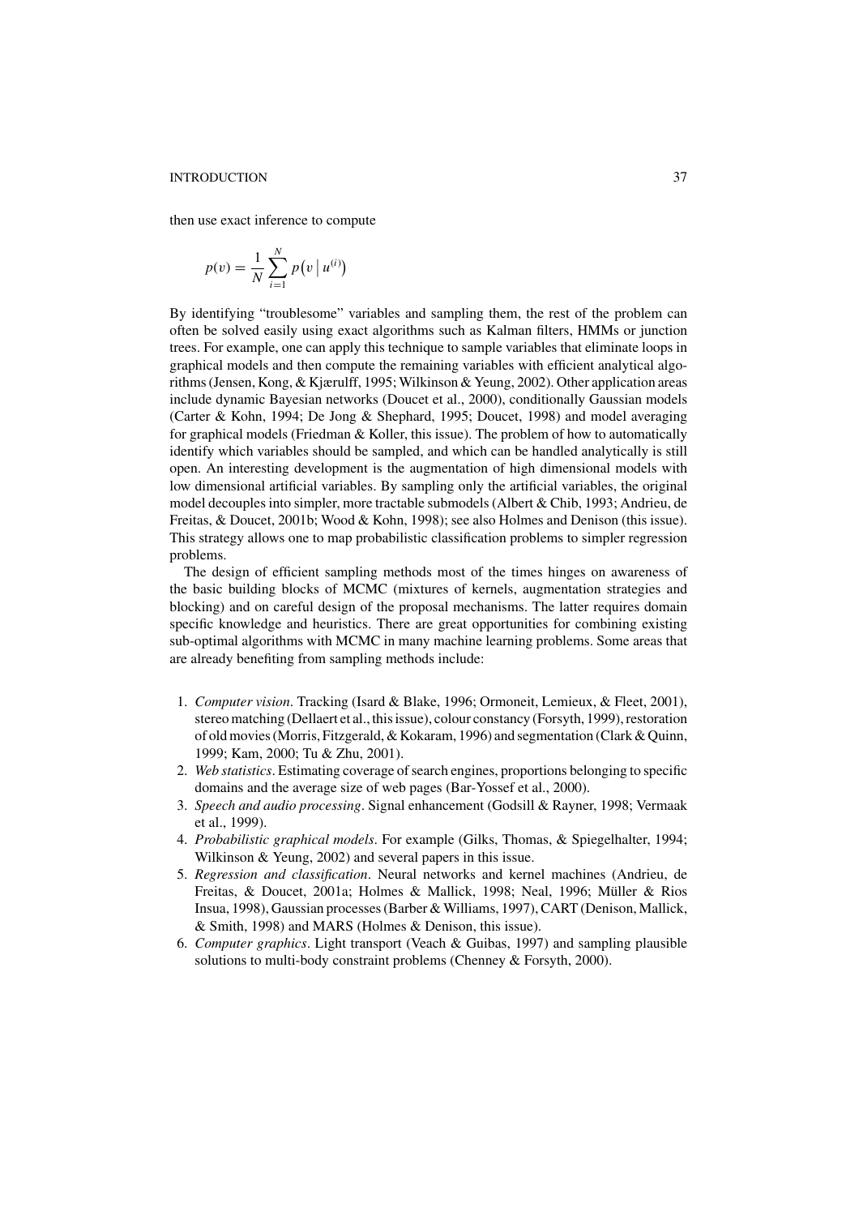then use exact inference to compute

$$p(v) = \frac{1}{N} \sum_{i=1}^{N} p\left(v \mid u^{(i)}\right)$$

By identifying "troublesome" variables and sampling them, the rest of the problem can often be solved easily using exact algorithms such as Kalman filters, HMMs or junction trees. For example, one can apply this technique to sample variables that eliminate loops in graphical models and then compute the remaining variables with efficient analytical algorithms (Jensen, Kong, & Kjærulff, 1995; Wilkinson & Yeung, 2002). Other application areas include dynamic Bayesian networks (Doucet et al., 2000), conditionally Gaussian models (Carter & Kohn, 1994; De Jong & Shephard, 1995; Doucet, 1998) and model averaging for graphical models (Friedman & Koller, this issue). The problem of how to automatically identify which variables should be sampled, and which can be handled analytically is still open. An interesting development is the augmentation of high dimensional models with low dimensional artificial variables. By sampling only the artificial variables, the original model decouples into simpler, more tractable submodels (Albert & Chib, 1993; Andrieu, de Freitas, & Doucet, 2001b; Wood & Kohn, 1998); see also Holmes and Denison (this issue). This strategy allows one to map probabilistic classification problems to simpler regression problems.

The design of efficient sampling methods most of the times hinges on awareness of the basic building blocks of MCMC (mixtures of kernels, augmentation strategies and blocking) and on careful design of the proposal mechanisms. The latter requires domain specific knowledge and heuristics. There are great opportunities for combining existing sub-optimal algorithms with MCMC in many machine learning problems. Some areas that are already benefiting from sampling methods include:

1. *Computer vision*. Tracking (Isard & Blake, 1996; Ormoneit, Lemieux, & Fleet, 2001), stereo matching (Dellaert et al., this issue), colour constancy (Forsyth, 1999), restoration of old movies (Morris, Fitzgerald, & Kokaram, 1996) and segmentation (Clark & Quinn, 1999; Kam, 2000; Tu & Zhu, 2001).
2. *Web statistics*. Estimating coverage of search engines, proportions belonging to specific domains and the average size of web pages (Bar-Yossef et al., 2000).
3. *Speech and audio processing*. Signal enhancement (Godsill & Rayner, 1998; Vermaak et al., 1999).
4. *Probabilistic graphical models*. For example (Gilks, Thomas, & Spiegelhalter, 1994; Wilkinson & Yeung, 2002) and several papers in this issue.
5. *Regression and classification*. Neural networks and kernel machines (Andrieu, de Freitas, & Doucet, 2001a; Holmes & Mallick, 1998; Neal, 1996; Müller & Rios Insua, 1998), Gaussian processes (Barber & Williams, 1997), CART (Denison, Mallick, & Smith, 1998) and MARS (Holmes & Denison, this issue).
6. *Computer graphics*. Light transport (Veach & Guibas, 1997) and sampling plausible solutions to multi-body constraint problems (Chenney & Forsyth, 2000).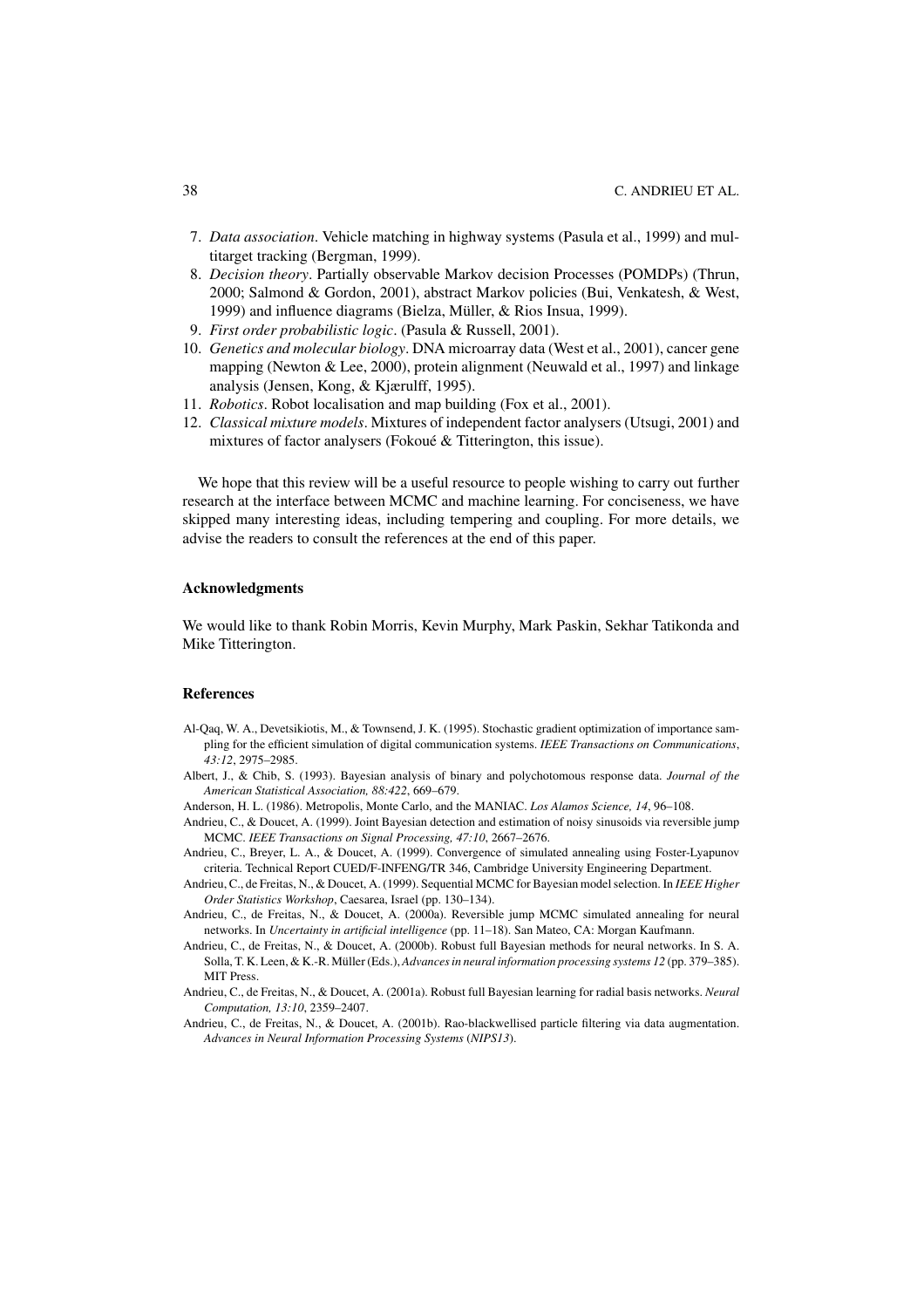7. *Data association*. Vehicle matching in highway systems (Pasula et al., 1999) and multitarget tracking (Bergman, 1999).
8. *Decision theory*. Partially observable Markov decision Processes (POMDPs) (Thrun, 2000; Salmond & Gordon, 2001), abstract Markov policies (Bui, Venkatesh, & West, 1999) and influence diagrams (Bielza, Müller, & Rios Insua, 1999).
9. *First order probabilistic logic*. (Pasula & Russell, 2001).
10. *Genetics and molecular biology*. DNA microarray data (West et al., 2001), cancer gene mapping (Newton & Lee, 2000), protein alignment (Neuwald et al., 1997) and linkage analysis (Jensen, Kong, & Kjærulff, 1995).
11. *Robotics*. Robot localisation and map building (Fox et al., 2001).
12. *Classical mixture models*. Mixtures of independent factor analysers (Utsugi, 2001) and mixtures of factor analysers (Fokoué & Titterington, this issue).

We hope that this review will be a useful resource to people wishing to carry out further research at the interface between MCMC and machine learning. For conciseness, we have skipped many interesting ideas, including tempering and coupling. For more details, we advise the readers to consult the references at the end of this paper.

## Acknowledgments

We would like to thank Robin Morris, Kevin Murphy, Mark Paskin, Sekhar Tatikonda and Mike Titterington.

## References

Al-Qaq, W. A., Devetsikiotis, M., & Townsend, J. K. (1995). Stochastic gradient optimization of importance sampling for the efficient simulation of digital communication systems. *IEEE Transactions on Communications*, *43:12*, 2975–2985.

Albert, J., & Chib, S. (1993). Bayesian analysis of binary and polychotomous response data. *Journal of the American Statistical Association, 88:422*, 669–679.

Anderson, H. L. (1986). Metropolis, Monte Carlo, and the MANIAC. *Los Alamos Science, 14*, 96–108.

Andrieu, C., & Doucet, A. (1999). Joint Bayesian detection and estimation of noisy sinusoids via reversible jump MCMC. *IEEE Transactions on Signal Processing, 47:10*, 2667–2676.

Andrieu, C., Breyer, L. A., & Doucet, A. (1999). Convergence of simulated annealing using Foster-Lyapunov criteria. Technical Report CUED/F-INFENG/TR 346, Cambridge University Engineering Department.

Andrieu, C., de Freitas, N., & Doucet, A. (1999). Sequential MCMC for Bayesian model selection. In *IEEE Higher Order Statistics Workshop*, Caesarea, Israel (pp. 130–134).

Andrieu, C., de Freitas, N., & Doucet, A. (2000a). Reversible jump MCMC simulated annealing for neural networks. In *Uncertainty in artificial intelligence* (pp. 11–18). San Mateo, CA: Morgan Kaufmann.

Andrieu, C., de Freitas, N., & Doucet, A. (2000b). Robust full Bayesian methods for neural networks. In S. A. Solla, T. K. Leen, & K.-R. Müller (Eds.), *Advances in neural information processing systems 12* (pp. 379–385). MIT Press.

Andrieu, C., de Freitas, N., & Doucet, A. (2001a). Robust full Bayesian learning for radial basis networks. *Neural Computation, 13:10*, 2359–2407.

Andrieu, C., de Freitas, N., & Doucet, A. (2001b). Rao-blackwellised particle filtering via data augmentation. *Advances in Neural Information Processing Systems* (*NIPS13*).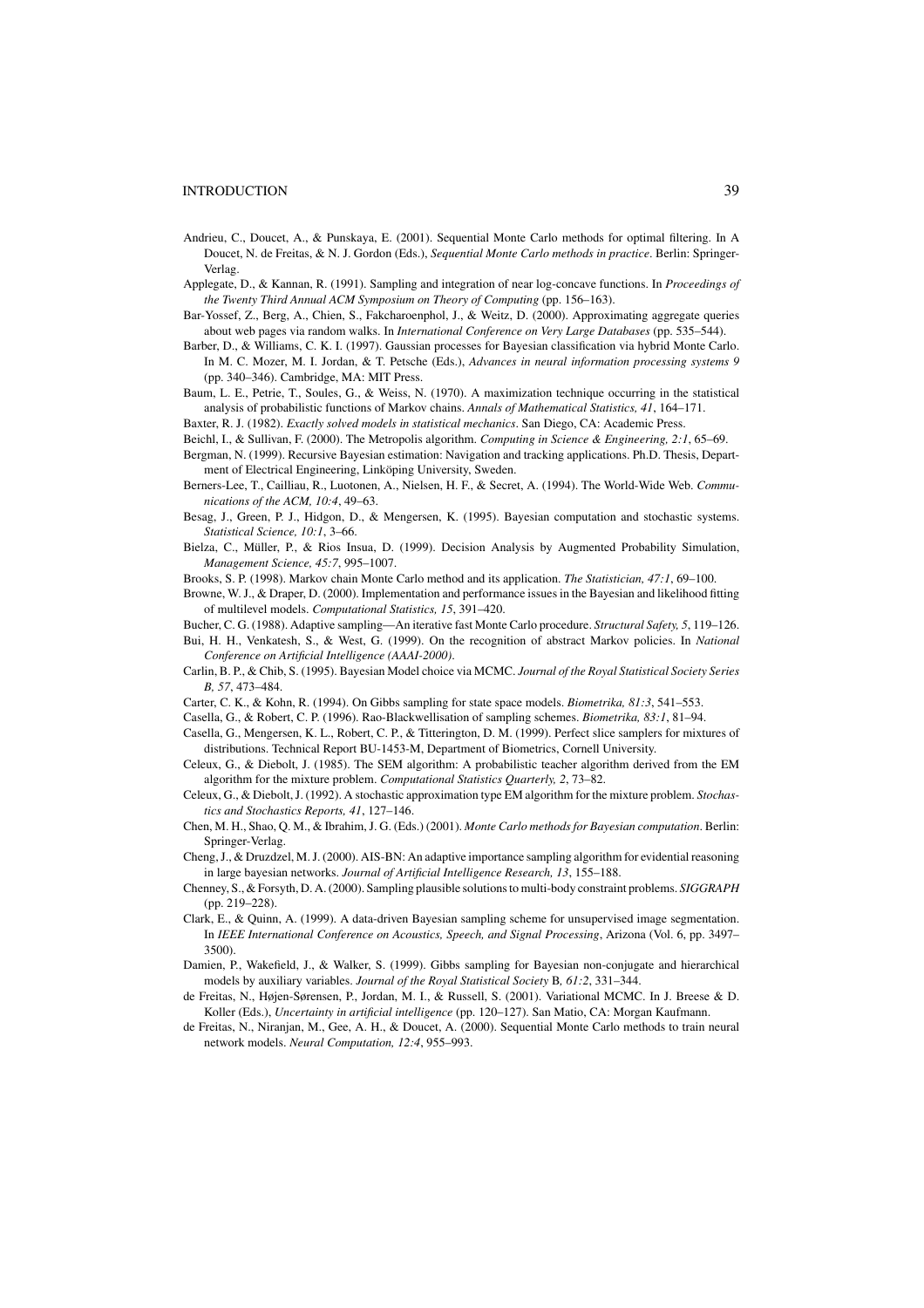Andrieu, C., Doucet, A., & Punskaya, E. (2001). Sequential Monte Carlo methods for optimal filtering. In A Doucet, N. de Freitas, & N. J. Gordon (Eds.), *Sequential Monte Carlo methods in practice*. Berlin: Springer-Verlag.

Applegate, D., & Kannan, R. (1991). Sampling and integration of near log-concave functions. In *Proceedings of the Twenty Third Annual ACM Symposium on Theory of Computing* (pp. 156–163).

Bar-Yossef, Z., Berg, A., Chien, S., Fakcharoenphol, J., & Weitz, D. (2000). Approximating aggregate queries about web pages via random walks. In *International Conference on Very Large Databases* (pp. 535–544).

Barber, D., & Williams, C. K. I. (1997). Gaussian processes for Bayesian classification via hybrid Monte Carlo. In M. C. Mozer, M. I. Jordan, & T. Petsche (Eds.), *Advances in neural information processing systems 9* (pp. 340–346). Cambridge, MA: MIT Press.

Baum, L. E., Petrie, T., Soules, G., & Weiss, N. (1970). A maximization technique occurring in the statistical analysis of probabilistic functions of Markov chains. *Annals of Mathematical Statistics, 41*, 164–171.

Baxter, R. J. (1982). *Exactly solved models in statistical mechanics*. San Diego, CA: Academic Press.

Beichl, I., & Sullivan, F. (2000). The Metropolis algorithm. *Computing in Science & Engineering, 2:1*, 65–69.

Bergman, N. (1999). Recursive Bayesian estimation: Navigation and tracking applications. Ph.D. Thesis, Department of Electrical Engineering, Linköping University, Sweden.

Berners-Lee, T., Cailliau, R., Luotonen, A., Nielsen, H. F., & Secret, A. (1994). The World-Wide Web. *Communications of the ACM, 10:4*, 49–63.

Besag, J., Green, P. J., Higdon, D., & Mengersen, K. (1995). Bayesian computation and stochastic systems. *Statistical Science, 10:1*, 3–66.

Bielza, C., Müller, P., & Rios Insua, D. (1999). Decision Analysis by Augmented Probability Simulation, *Management Science, 45:7*, 995–1007.

Brooks, S. P. (1998). Markov chain Monte Carlo method and its application. *The Statistician, 47:1*, 69–100.

Browne, W. J., & Draper, D. (2000). Implementation and performance issues in the Bayesian and likelihood fitting of multilevel models. *Computational Statistics, 15*, 391–420.

Bucher, C. G. (1988). Adaptive sampling—An iterative fast Monte Carlo procedure. *Structural Safety, 5*, 119–126.

Bui, H. H., Venkatesh, S., & West, G. (1999). On the recognition of abstract Markov policies. In *National Conference on Artificial Intelligence (AAAI-2000)*.

Carlin, B. P., & Chib, S. (1995). Bayesian Model choice via MCMC. *Journal of the Royal Statistical Society Series B, 57*, 473–484.

Carter, C. K., & Kohn, R. (1994). On Gibbs sampling for state space models. *Biometrika, 81:3*, 541–553.

Casella, G., & Robert, C. P. (1996). Rao-Blackwellisation of sampling schemes. *Biometrika, 83:1*, 81–94.

Casella, G., Mengersen, K. L., Robert, C. P., & Titterington, D. M. (1999). Perfect slice samplers for mixtures of distributions. Technical Report BU-1453-M, Department of Biometrics, Cornell University.

Celeux, G., & Diebolt, J. (1985). The SEM algorithm: A probabilistic teacher algorithm derived from the EM algorithm for the mixture problem. *Computational Statistics Quarterly, 2*, 73–82.

Celeux, G., & Diebolt, J. (1992). A stochastic approximation type EM algorithm for the mixture problem. *Stochastics and Stochastics Reports, 41*, 127–146.

Chen, M. H., Shao, Q. M., & Ibrahim, J. G. (Eds.) (2001). *Monte Carlo methods for Bayesian computation*. Berlin: Springer-Verlag.

Cheng, J., & Druzdzel, M. J. (2000). AIS-BN: An adaptive importance sampling algorithm for evidential reasoning in large bayesian networks. *Journal of Artificial Intelligence Research, 13*, 155–188.

Chenney, S., & Forsyth, D. A. (2000). Sampling plausible solutions to multi-body constraint problems. *SIGGRAPH* (pp. 219–228).

Clark, E., & Quinn, A. (1999). A data-driven Bayesian sampling scheme for unsupervised image segmentation. In *IEEE International Conference on Acoustics, Speech, and Signal Processing*, Arizona (Vol. 6, pp. 3497–3500).

Damien, P., Wakefield, J., & Walker, S. (1999). Gibbs sampling for Bayesian non-conjugate and hierarchical models by auxiliary variables. *Journal of the Royal Statistical Society* B*, 61:2*, 331–344.

de Freitas, N., Højen-Sørensen, P., Jordan, M. I., & Russell, S. (2001). Variational MCMC. In J. Breese & D. Koller (Eds.), *Uncertainty in artificial intelligence* (pp. 120–127). San Matio, CA: Morgan Kaufmann.

de Freitas, N., Niranjan, M., Gee, A. H., & Doucet, A. (2000). Sequential Monte Carlo methods to train neural network models. *Neural Computation, 12:4*, 955–993.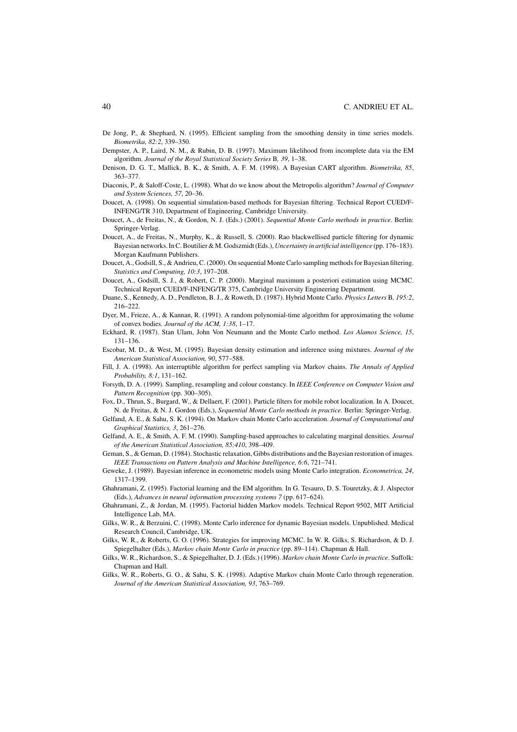De Jong, P., & Shephard, N. (1995). Efficient sampling from the smoothing density in time series models. *Biometrika, 82:2*, 339–350.

Dempster, A. P., Laird, N. M., & Rubin, D. B. (1997). Maximum likelihood from incomplete data via the EM algorithm. *Journal of the Royal Statistical Society Series* B*, 39*, 1–38.

Denison, D. G. T., Mallick, B. K., & Smith, A. F. M. (1998). A Bayesian CART algorithm. *Biometrika, 85*, 363–377.

Diaconis, P., & Saloff-Coste, L. (1998). What do we know about the Metropolis algorithm? *Journal of Computer and System Sciences, 57*, 20–36.

Doucet, A. (1998). On sequential simulation-based methods for Bayesian filtering. Technical Report CUED/F-INFENG/TR 310, Department of Engineering, Cambridge University.

Doucet, A., de Freitas, N., & Gordon, N. J. (Eds.) (2001). *Sequential Monte Carlo methods in practice*. Berlin: Springer-Verlag.

Doucet, A., de Freitas, N., Murphy, K., & Russell, S. (2000). Rao blackwellised particle filtering for dynamic Bayesian networks. In C. Boutilier & M. Godszmidt (Eds.), *Uncertainty in artificial intelligence* (pp. 176–183). Morgan Kaufmann Publishers.

Doucet, A., Godsill, S., & Andrieu, C. (2000). On sequential Monte Carlo sampling methods for Bayesian filtering. *Statistics and Computing, 10:3*, 197–208.

Doucet, A., Godsill, S. J., & Robert, C. P. (2000). Marginal maximum a posteriori estimation using MCMC. Technical Report CUED/F-INFENG/TR 375, Cambridge University Engineering Department.

Duane, S., Kennedy, A. D., Pendleton, B. J., & Roweth, D. (1987). Hybrid Monte Carlo. *Physics Letters* B*, 195:2*, 216–222.

Dyer, M., Frieze, A., & Kannan, R. (1991). A random polynomial-time algorithm for approximating the volume of convex bodies. *Journal of the ACM, 1:38*, 1–17.

Eckhard, R. (1987). Stan Ulam, John Von Neumann and the Monte Carlo method. *Los Alamos Science, 15*, 131–136.

Escobar, M. D., & West, M. (1995). Bayesian density estimation and inference using mixtures. *Journal of the American Statistical Association, 90*, 577–588.

Fill, J. A. (1998). An interruptible algorithm for perfect sampling via Markov chains. *The Annals of Applied Probability, 8:1*, 131–162.

Forsyth, D. A. (1999). Sampling, resampling and colour constancy. In *IEEE Conference on Computer Vision and Pattern Recognition* (pp. 300–305).

Fox, D., Thrun, S., Burgard, W., & Dellaert, F. (2001). Particle filters for mobile robot localization. In A. Doucet, N. de Freitas, & N. J. Gordon (Eds.), *Sequential Monte Carlo methods in practice*. Berlin: Springer-Verlag.

Gelfand, A. E., & Sahu, S. K. (1994). On Markov chain Monte Carlo acceleration. *Journal of Computational and Graphical Statistics, 3*, 261–276.

Gelfand, A. E., & Smith, A. F. M. (1990). Sampling-based approaches to calculating marginal densities. *Journal of the American Statistical Association, 85:410*, 398–409.

Geman, S., & Geman, D. (1984). Stochastic relaxation, Gibbs distributions and the Bayesian restoration of images. *IEEE Transactions on Pattern Analysis and Machine Intelligence, 6:6*, 721–741.

Geweke, J. (1989). Bayesian inference in econometric models using Monte Carlo integration. *Econometrica, 24*, 1317–1399.

Ghahramani, Z. (1995). Factorial learning and the EM algorithm. In G. Tesauro, D. S. Touretzky, & J. Alspector (Eds.), *Advances in neural information processing systems 7* (pp. 617–624).

Ghahramani, Z., & Jordan, M. (1995). Factorial hidden Markov models. Technical Report 9502, MIT Artificial Intelligence Lab, MA.

Gilks, W. R., & Berzuini, C. (1998). Monte Carlo inference for dynamic Bayesian models. Unpublished. Medical Research Council, Cambridge, UK.

Gilks, W. R., & Roberts, G. O. (1996). Strategies for improving MCMC. In W. R. Gilks, S. Richardson, & D. J. Spiegelhalter (Eds.), *Markov chain Monte Carlo in practice* (pp. 89–114). Chapman & Hall.

Gilks, W. R., Richardson, S., & Spiegelhalter, D. J. (Eds.) (1996). *Markov chain Monte Carlo in practice*. Suffolk: Chapman and Hall.

Gilks, W. R., Roberts, G. O., & Sahu, S. K. (1998). Adaptive Markov chain Monte Carlo through regeneration. *Journal of the American Statistical Association, 93*, 763–769.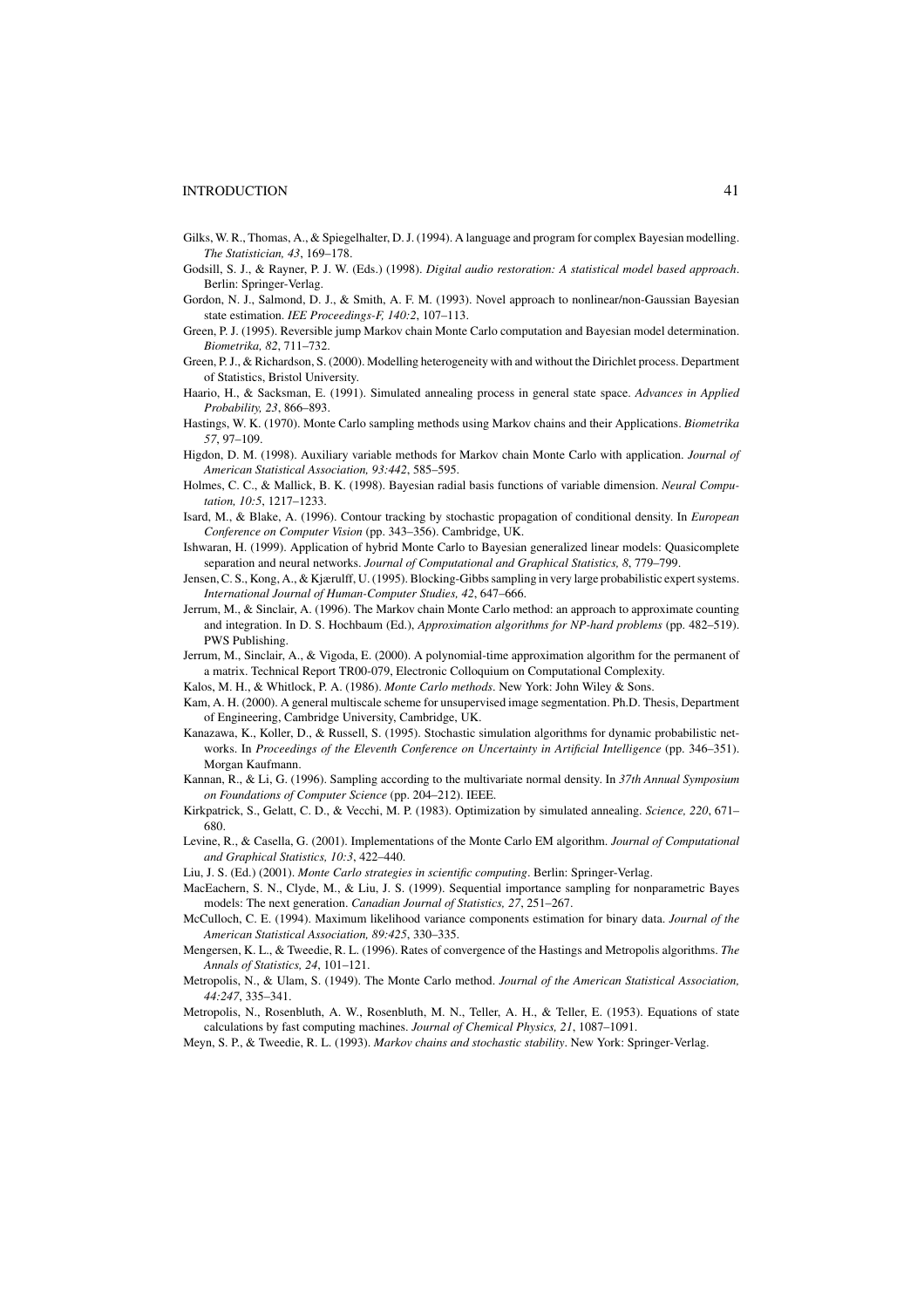Gilks, W. R., Thomas, A., & Spiegelhalter, D. J. (1994). A language and program for complex Bayesian modelling. *The Statistician, 43*, 169–178.

Godsill, S. J., & Rayner, P. J. W. (Eds.) (1998). *Digital audio restoration: A statistical model based approach*. Berlin: Springer-Verlag.

Gordon, N. J., Salmond, D. J., & Smith, A. F. M. (1993). Novel approach to nonlinear/non-Gaussian Bayesian state estimation. *IEE Proceedings-F, 140:2*, 107–113.

Green, P. J. (1995). Reversible jump Markov chain Monte Carlo computation and Bayesian model determination. *Biometrika, 82*, 711–732.

Green, P. J., & Richardson, S. (2000). Modelling heterogeneity with and without the Dirichlet process. Department of Statistics, Bristol University.

Haario, H., & Sacksman, E. (1991). Simulated annealing process in general state space. *Advances in Applied Probability, 23*, 866–893.

Hastings, W. K. (1970). Monte Carlo sampling methods using Markov chains and their Applications. *Biometrika 57*, 97–109.

Higdon, D. M. (1998). Auxiliary variable methods for Markov chain Monte Carlo with application. *Journal of American Statistical Association, 93:442*, 585–595.

Holmes, C. C., & Mallick, B. K. (1998). Bayesian radial basis functions of variable dimension. *Neural Computation, 10:5*, 1217–1233.

Isard, M., & Blake, A. (1996). Contour tracking by stochastic propagation of conditional density. In *European Conference on Computer Vision* (pp. 343–356). Cambridge, UK.

Ishwaran, H. (1999). Application of hybrid Monte Carlo to Bayesian generalized linear models: Quasicomplete separation and neural networks. *Journal of Computational and Graphical Statistics, 8*, 779–799.

Jensen, C. S., Kong, A., & Kjærulff, U. (1995). Blocking-Gibbs sampling in very large probabilistic expert systems. *International Journal of Human-Computer Studies, 42*, 647–666.

Jerrum, M., & Sinclair, A. (1996). The Markov chain Monte Carlo method: an approach to approximate counting and integration. In D. S. Hochbaum (Ed.), *Approximation algorithms for NP-hard problems* (pp. 482–519). PWS Publishing.

Jerrum, M., Sinclair, A., & Vigoda, E. (2000). A polynomial-time approximation algorithm for the permanent of a matrix. Technical Report TR00-079, Electronic Colloquium on Computational Complexity.

Kalos, M. H., & Whitlock, P. A. (1986). *Monte Carlo methods*. New York: John Wiley & Sons.

Kam, A. H. (2000). A general multiscale scheme for unsupervised image segmentation. Ph.D. Thesis, Department of Engineering, Cambridge University, Cambridge, UK.

Kanazawa, K., Koller, D., & Russell, S. (1995). Stochastic simulation algorithms for dynamic probabilistic networks. In *Proceedings of the Eleventh Conference on Uncertainty in Artificial Intelligence* (pp. 346–351). Morgan Kaufmann.

Kannan, R., & Li, G. (1996). Sampling according to the multivariate normal density. In *37th Annual Symposium on Foundations of Computer Science* (pp. 204–212). IEEE.

Kirkpatrick, S., Gelatt, C. D., & Vecchi, M. P. (1983). Optimization by simulated annealing. *Science, 220*, 671–680.

Levine, R., & Casella, G. (2001). Implementations of the Monte Carlo EM algorithm. *Journal of Computational and Graphical Statistics, 10:3*, 422–440.

Liu, J. S. (Ed.) (2001). *Monte Carlo strategies in scientific computing*. Berlin: Springer-Verlag.

MacEachern, S. N., Clyde, M., & Liu, J. S. (1999). Sequential importance sampling for nonparametric Bayes models: The next generation. *Canadian Journal of Statistics, 27*, 251–267.

McCulloch, C. E. (1994). Maximum likelihood variance components estimation for binary data. *Journal of the American Statistical Association, 89:425*, 330–335.

Mengersen, K. L., & Tweedie, R. L. (1996). Rates of convergence of the Hastings and Metropolis algorithms. *The Annals of Statistics, 24*, 101–121.

Metropolis, N., & Ulam, S. (1949). The Monte Carlo method. *Journal of the American Statistical Association, 44:247*, 335–341.

Metropolis, N., Rosenbluth, A. W., Rosenbluth, M. N., Teller, A. H., & Teller, E. (1953). Equations of state calculations by fast computing machines. *Journal of Chemical Physics, 21*, 1087–1091.

Meyn, S. P., & Tweedie, R. L. (1993). *Markov chains and stochastic stability*. New York: Springer-Verlag.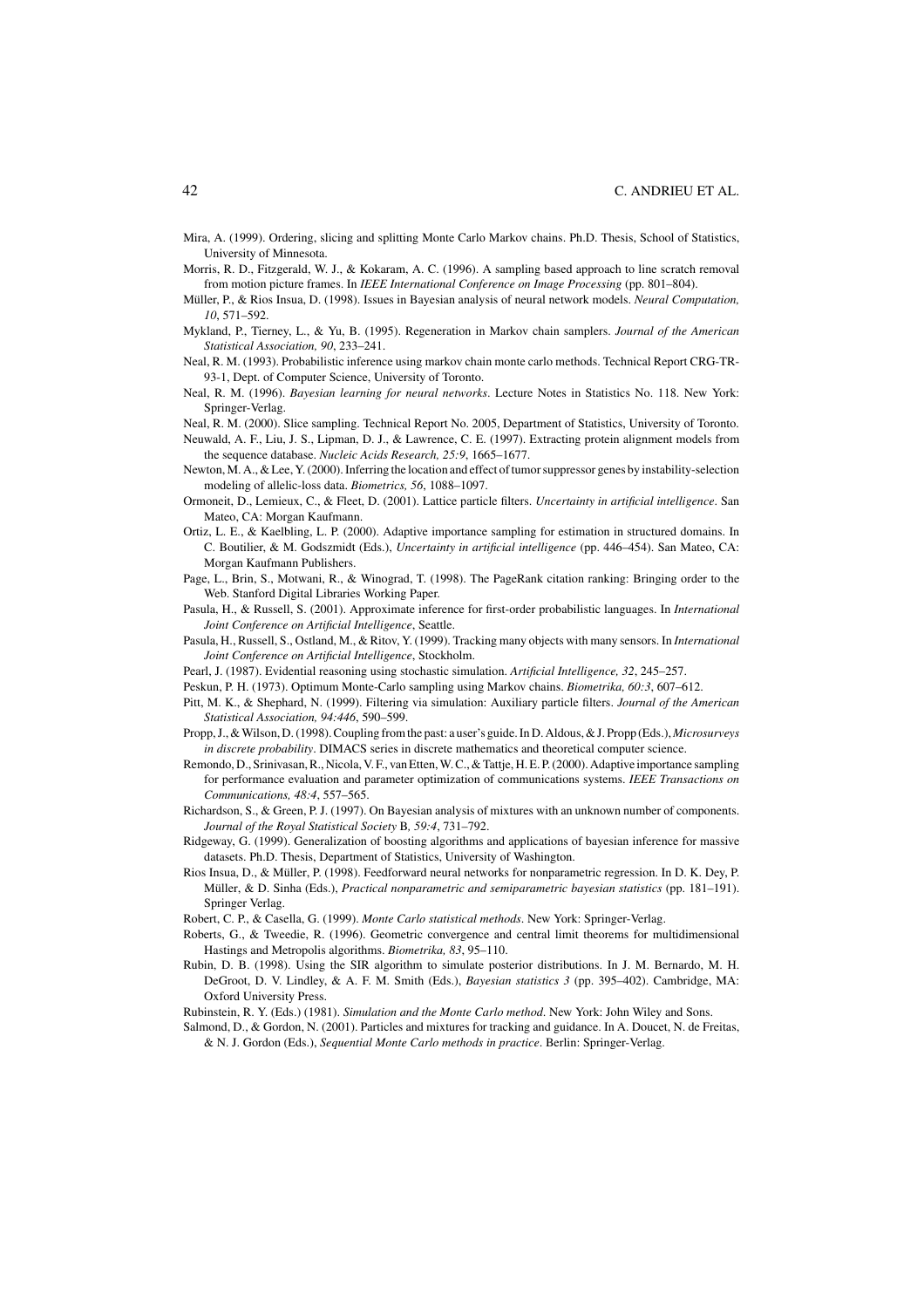Mira, A. (1999). Ordering, slicing and splitting Monte Carlo Markov chains. Ph.D. Thesis, School of Statistics, University of Minnesota.

Morris, R. D., Fitzgerald, W. J., & Kokaram, A. C. (1996). A sampling based approach to line scratch removal from motion picture frames. In *IEEE International Conference on Image Processing* (pp. 801–804).

Müller, P., & Rios Insua, D. (1998). Issues in Bayesian analysis of neural network models. *Neural Computation, 10*, 571–592.

Mykland, P., Tierney, L., & Yu, B. (1995). Regeneration in Markov chain samplers. *Journal of the American Statistical Association, 90*, 233–241.

Neal, R. M. (1993). Probabilistic inference using markov chain monte carlo methods. Technical Report CRG-TR-93-1, Dept. of Computer Science, University of Toronto.

Neal, R. M. (1996). *Bayesian learning for neural networks*. Lecture Notes in Statistics No. 118. New York: Springer-Verlag.

Neal, R. M. (2000). Slice sampling. Technical Report No. 2005, Department of Statistics, University of Toronto.

Neuwald, A. F., Liu, J. S., Lipman, D. J., & Lawrence, C. E. (1997). Extracting protein alignment models from the sequence database. *Nucleic Acids Research, 25:9*, 1665–1677.

Newton, M. A., & Lee, Y. (2000). Inferring the location and effect of tumor suppressor genes by instability-selection modeling of allelic-loss data. *Biometrics, 56*, 1088–1097.

Ormoneit, D., Lemieux, C., & Fleet, D. (2001). Lattice particle filters. *Uncertainty in artificial intelligence*. San Mateo, CA: Morgan Kaufmann.

Ortiz, L. E., & Kaelbling, L. P. (2000). Adaptive importance sampling for estimation in structured domains. In C. Boutilier, & M. Godszmidt (Eds.), *Uncertainty in artificial intelligence* (pp. 446–454). San Mateo, CA: Morgan Kaufmann Publishers.

Page, L., Brin, S., Motwani, R., & Winograd, T. (1998). The PageRank citation ranking: Bringing order to the Web. Stanford Digital Libraries Working Paper.

Pasula, H., & Russell, S. (2001). Approximate inference for first-order probabilistic languages. In *International Joint Conference on Artificial Intelligence*, Seattle.

Pasula, H., Russell, S., Ostland, M., & Ritov, Y. (1999). Tracking many objects with many sensors. In *International Joint Conference on Artificial Intelligence*, Stockholm.

Pearl, J. (1987). Evidential reasoning using stochastic simulation. *Artificial Intelligence, 32*, 245–257.

Peskun, P. H. (1973). Optimum Monte-Carlo sampling using Markov chains. *Biometrika, 60:3*, 607–612.

Pitt, M. K., & Shephard, N. (1999). Filtering via simulation: Auxiliary particle filters. *Journal of the American Statistical Association, 94:446*, 590–599.

Propp, J., & Wilson, D. (1998). Coupling from the past: a user's guide. In D. Aldous, & J. Propp (Eds.), *Microsurveys in discrete probability*. DIMACS series in discrete mathematics and theoretical computer science.

Remondo, D., Srinivasan, R., Nicola, V. F., van Etten, W. C., & Tattje, H. E. P. (2000). Adaptive importance sampling for performance evaluation and parameter optimization of communications systems. *IEEE Transactions on Communications, 48:4*, 557–565.

Richardson, S., & Green, P. J. (1997). On Bayesian analysis of mixtures with an unknown number of components. *Journal of the Royal Statistical Society* B*, 59:4*, 731–792.

Ridgeway, G. (1999). Generalization of boosting algorithms and applications of bayesian inference for massive datasets. Ph.D. Thesis, Department of Statistics, University of Washington.

Rios Insua, D., & Müller, P. (1998). Feedforward neural networks for nonparametric regression. In D. K. Dey, P. Müller, & D. Sinha (Eds.), *Practical nonparametric and semiparametric bayesian statistics* (pp. 181–191). Springer Verlag.

Robert, C. P., & Casella, G. (1999). *Monte Carlo statistical methods*. New York: Springer-Verlag.

Roberts, G., & Tweedie, R. (1996). Geometric convergence and central limit theorems for multidimensional Hastings and Metropolis algorithms. *Biometrika, 83*, 95–110.

Rubin, D. B. (1998). Using the SIR algorithm to simulate posterior distributions. In J. M. Bernardo, M. H. DeGroot, D. V. Lindley, & A. F. M. Smith (Eds.), *Bayesian statistics 3* (pp. 395–402). Cambridge, MA: Oxford University Press.

Rubinstein, R. Y. (Eds.) (1981). *Simulation and the Monte Carlo method*. New York: John Wiley and Sons.

Salmond, D., & Gordon, N. (2001). Particles and mixtures for tracking and guidance. In A. Doucet, N. de Freitas, & N. J. Gordon (Eds.), *Sequential Monte Carlo methods in practice*. Berlin: Springer-Verlag.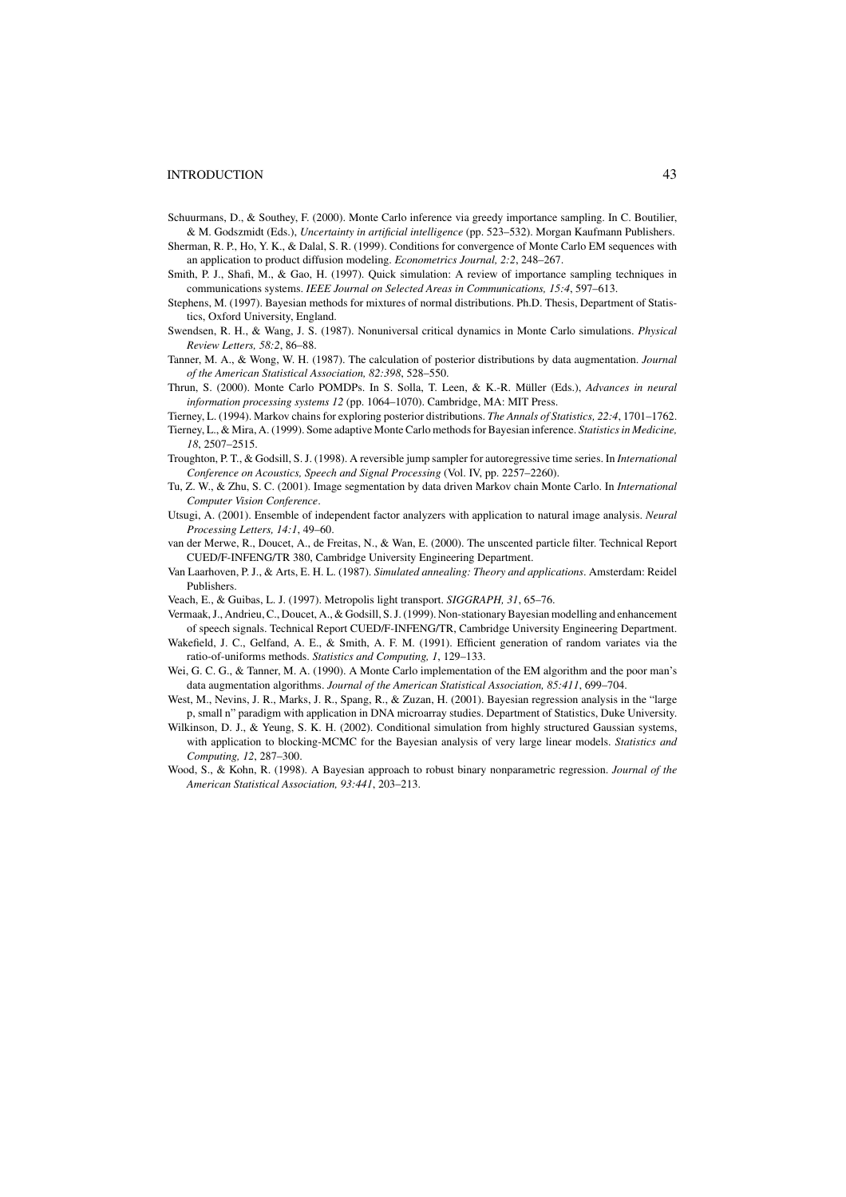Schuurmans, D., & Southey, F. (2000). Monte Carlo inference via greedy importance sampling. In C. Boutilier, & M. Godszmidt (Eds.), *Uncertainty in artificial intelligence* (pp. 523–532). Morgan Kaufmann Publishers.

Sherman, R. P., Ho, Y. K., & Dalal, S. R. (1999). Conditions for convergence of Monte Carlo EM sequences with an application to product diffusion modeling. *Econometrics Journal, 2:2*, 248–267.

Smith, P. J., Shafi, M., & Gao, H. (1997). Quick simulation: A review of importance sampling techniques in communications systems. *IEEE Journal on Selected Areas in Communications, 15:4*, 597–613.

Stephens, M. (1997). Bayesian methods for mixtures of normal distributions. Ph.D. Thesis, Department of Statistics, Oxford University, England.

Swendsen, R. H., & Wang, J. S. (1987). Nonuniversal critical dynamics in Monte Carlo simulations. *Physical Review Letters, 58:2*, 86–88.

Tanner, M. A., & Wong, W. H. (1987). The calculation of posterior distributions by data augmentation. *Journal of the American Statistical Association, 82:398*, 528–550.

Thrun, S. (2000). Monte Carlo POMDPs. In S. Solla, T. Leen, & K.-R. Müller (Eds.), *Advances in neural information processing systems 12* (pp. 1064–1070). Cambridge, MA: MIT Press.

Tierney, L. (1994). Markov chains for exploring posterior distributions. *The Annals of Statistics, 22:4*, 1701–1762.

Tierney, L., & Mira, A. (1999). Some adaptive Monte Carlo methods for Bayesian inference. *Statistics in Medicine, 18*, 2507–2515.

Troughton, P. T., & Godsill, S. J. (1998). A reversible jump sampler for autoregressive time series. In *International Conference on Acoustics, Speech and Signal Processing* (Vol. IV, pp. 2257–2260).

Tu, Z. W., & Zhu, S. C. (2001). Image segmentation by data driven Markov chain Monte Carlo. In *International Computer Vision Conference*.

Utsugi, A. (2001). Ensemble of independent factor analyzers with application to natural image analysis. *Neural Processing Letters, 14:1*, 49–60.

van der Merwe, R., Doucet, A., de Freitas, N., & Wan, E. (2000). The unscented particle filter. Technical Report CUED/F-INFENG/TR 380, Cambridge University Engineering Department.

Van Laarhoven, P. J., & Arts, E. H. L. (1987). *Simulated annealing: Theory and applications*. Amsterdam: Reidel Publishers.

Veach, E., & Guibas, L. J. (1997). Metropolis light transport. *SIGGRAPH, 31*, 65–76.

Vermaak, J., Andrieu, C., Doucet, A., & Godsill, S. J. (1999). Non-stationary Bayesian modelling and enhancement of speech signals. Technical Report CUED/F-INFENG/TR, Cambridge University Engineering Department.

Wakefield, J. C., Gelfand, A. E., & Smith, A. F. M. (1991). Efficient generation of random variates via the ratio-of-uniforms methods. *Statistics and Computing, 1*, 129–133.

Wei, G. C. G., & Tanner, M. A. (1990). A Monte Carlo implementation of the EM algorithm and the poor man's data augmentation algorithms. *Journal of the American Statistical Association, 85:411*, 699–704.

West, M., Nevins, J. R., Marks, J. R., Spang, R., & Zuzan, H. (2001). Bayesian regression analysis in the "large p, small n" paradigm with application in DNA microarray studies. Department of Statistics, Duke University.

Wilkinson, D. J., & Yeung, S. K. H. (2002). Conditional simulation from highly structured Gaussian systems, with application to blocking-MCMC for the Bayesian analysis of very large linear models. *Statistics and Computing, 12*, 287–300.

Wood, S., & Kohn, R. (1998). A Bayesian approach to robust binary nonparametric regression. *Journal of the American Statistical Association, 93:441*, 203–213.